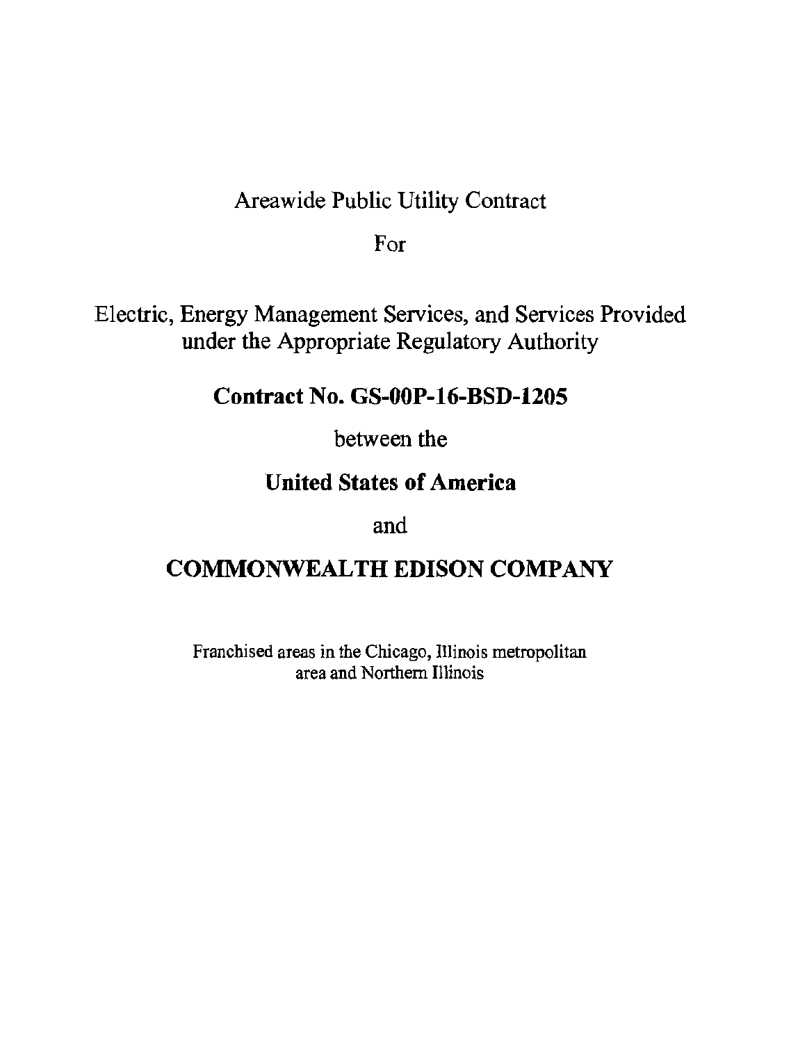Areawide Public Utility Contract

For

Electric, Energy Management Services, and Services Provided under the Appropriate Regulatory Authority

**Contract No. GS-00P-16-BSD-1205**

between the

**United States of America**

and

**COMMONWEALTH EDISON COMPANY**

Franchised areas in the Chicago, Illinois metropolitan area and Northern Illinois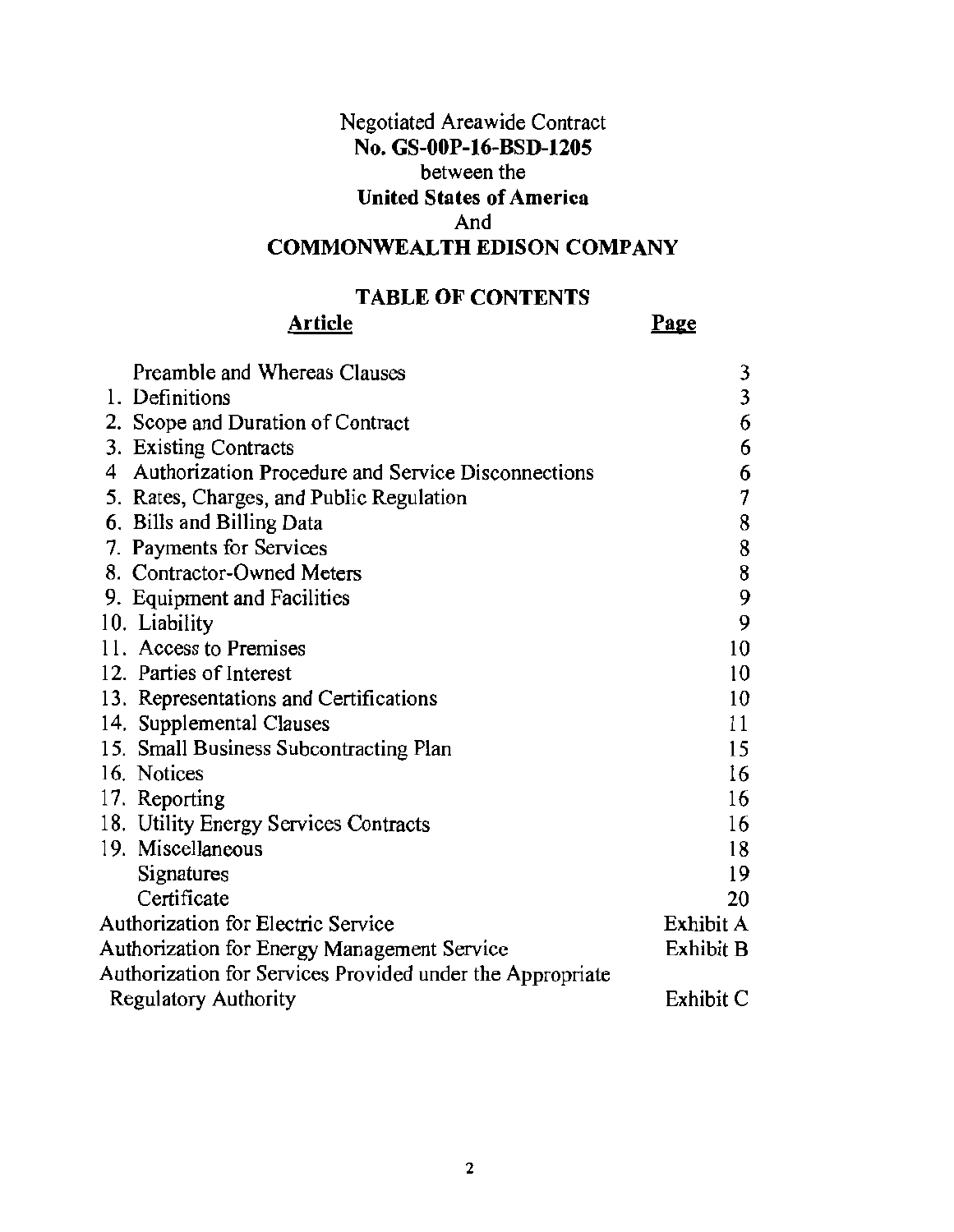Negotiated Areawide Contract
**No. GS-00P-16-BSD-1205**
between the
**United States of America**
And
**COMMONWEALTH EDISON COMPANY**

## TABLE OF CONTENTS

| Article | Page |
|---|---|
| Preamble and Whereas Clauses | 3 |
| 1. Definitions | 3 |
| 2. Scope and Duration of Contract | 6 |
| 3. Existing Contracts | 6 |
| 4 Authorization Procedure and Service Disconnections | 6 |
| 5. Rates, Charges, and Public Regulation | 7 |
| 6. Bills and Billing Data | 8 |
| 7. Payments for Services | 8 |
| 8. Contractor-Owned Meters | 8 |
| 9. Equipment and Facilities | 9 |
| 10. Liability | 9 |
| 11. Access to Premises | 10 |
| 12. Parties of Interest | 10 |
| 13. Representations and Certifications | 10 |
| 14. Supplemental Clauses | 11 |
| 15. Small Business Subcontracting Plan | 15 |
| 16. Notices | 16 |
| 17. Reporting | 16 |
| 18. Utility Energy Services Contracts | 16 |
| 19. Miscellaneous | 18 |
| Signatures | 19 |
| Certificate | 20 |
| Authorization for Electric Service | Exhibit A |
| Authorization for Energy Management Service | Exhibit B |
| Authorization for Services Provided under the Appropriate Regulatory Authority | Exhibit C |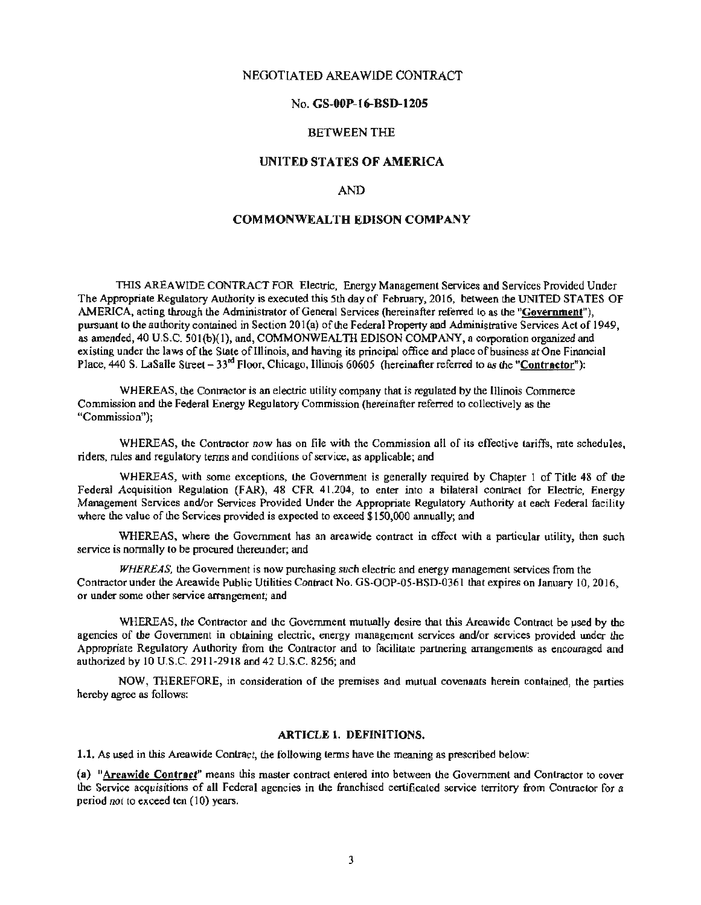NEGOTIATED AREAWIDE CONTRACT

No. **GS-00P-16-BSD-1205**

BETWEEN THE

**UNITED STATES OF AMERICA**

AND

**COMMONWEALTH EDISON COMPANY**

THIS AREAWIDE CONTRACT FOR Electric, Energy Management Services and Services Provided Under The Appropriate Regulatory Authority is executed this 5th day of February, 2016, between the UNITED STATES OF AMERICA, acting through the Administrator of General Services (hereinafter referred to as the "**Government**"), pursuant to the authority contained in Section 201(a) of the Federal Property and Administrative Services Act of 1949, as amended, 40 U.S.C. 501(b)(1), and, COMMONWEALTH EDISON COMPANY, a corporation organized and existing under the laws of the State of Illinois, and having its principal office and place of business at One Financial Place, 440 S. LaSalle Street – 33rd Floor, Chicago, Illinois 60605 (hereinafter referred to as the "**Contractor**"):

WHEREAS, the Contractor is an electric utility company that is regulated by the Illinois Commerce Commission and the Federal Energy Regulatory Commission (hereinafter referred to collectively as the "Commission");

WHEREAS, the Contractor now has on file with the Commission all of its effective tariffs, rate schedules, riders, rules and regulatory terms and conditions of service, as applicable; and

WHEREAS, with some exceptions, the Government is generally required by Chapter 1 of Title 48 of the Federal Acquisition Regulation (FAR), 48 CFR 41.204, to enter into a bilateral contract for Electric, Energy Management Services and/or Services Provided Under the Appropriate Regulatory Authority at each Federal facility where the value of the Services provided is expected to exceed $150,000 annually; and

WHEREAS, where the Government has an areawide contract in effect with a particular utility, then such service is normally to be procured thereunder; and

*WHEREAS,* the Government is now purchasing such electric and energy management services from the Contractor under the Areawide Public Utilities Contract No. GS-OOP-05-BSD-0361 that expires on January 10, 2016, or under some other service arrangement; and

WHEREAS, the Contractor and the Government mutually desire that this Areawide Contract be used by the agencies of the Government in obtaining electric, energy management services and/or services provided under the Appropriate Regulatory Authority from the Contractor and to facilitate partnering arrangements as encouraged and authorized by 10 U.S.C. 2911-2918 and 42 U.S.C. 8256; and

NOW, THEREFORE, in consideration of the premises and mutual covenants herein contained, the parties hereby agree as follows:

## ARTICLE 1. DEFINITIONS.

**1.1.** As used in this Areawide Contract, the following terms have the meaning as prescribed below:

**(a)** "**Areawide Contract**" means this master contract entered into between the Government and Contractor to cover the Service acquisitions of all Federal agencies in the franchised certificated service territory from Contractor for a period not to exceed ten (10) years.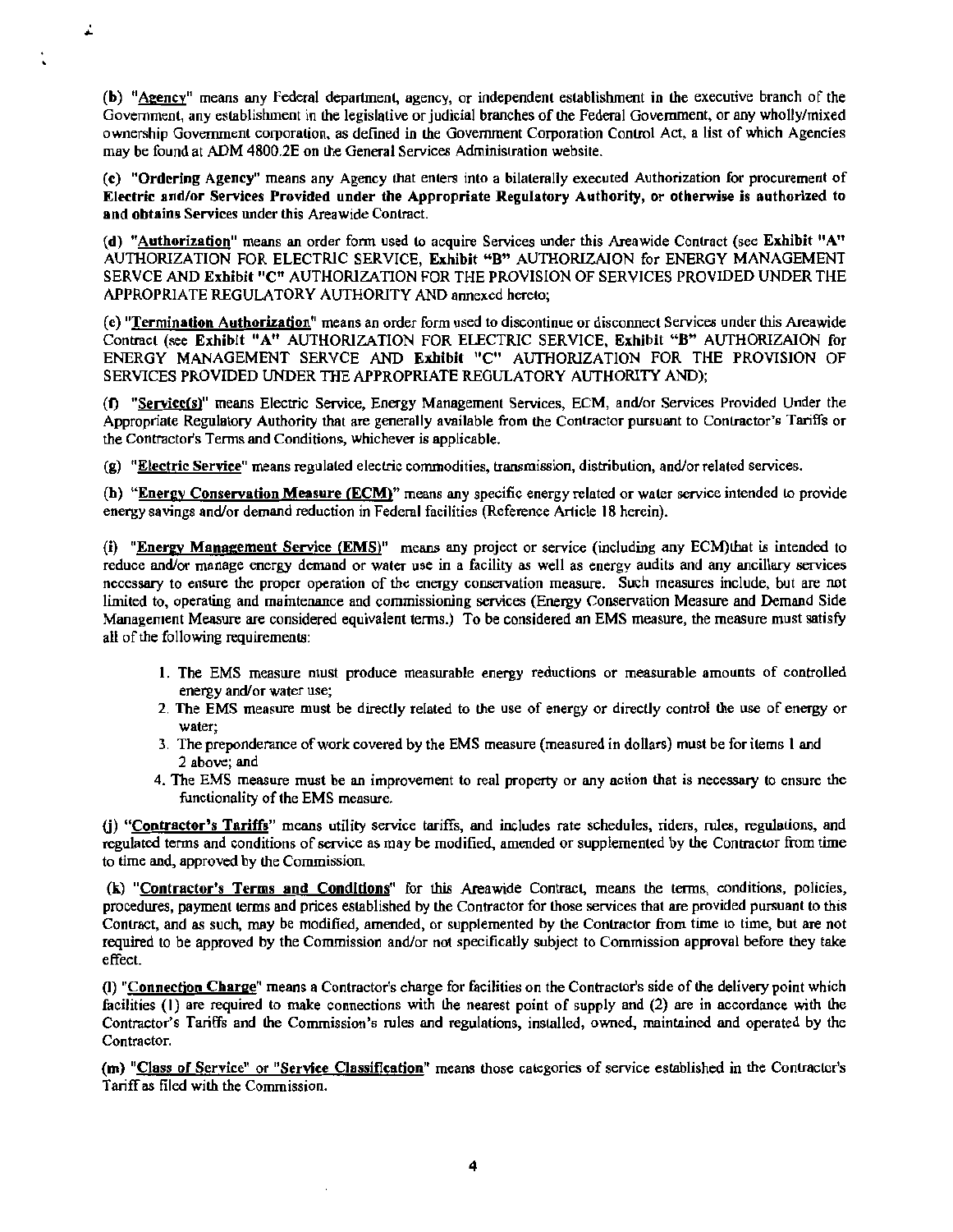(b) "**Agency**" means any Federal department, agency, or independent establishment in the executive branch of the Government, any establishment in the legislative or judicial branches of the Federal Government, or any wholly/mixed ownership Government corporation, as defined in the Government Corporation Control Act, a list of which Agencies may be found at ADM 4800.2E on the General Services Administration website.

(c) "**Ordering Agency**" means any Agency that enters into a bilaterally executed Authorization for procurement of **Electric and/or Services Provided under the Appropriate Regulatory Authority, or otherwise is authorized to and obtains Services** under this Areawide Contract.

(d) "**Authorization**" means an order form used to acquire Services under this Areawide Contract (see **Exhibit "A"** AUTHORIZATION FOR ELECTRIC SERVICE, **Exhibit "B"** AUTHORIZAION for ENERGY MANAGEMENT SERVCE AND **Exhibit "C"** AUTHORIZATION FOR THE PROVISION OF SERVICES PROVIDED UNDER THE APPROPRIATE REGULATORY AUTHORITY AND annexed hereto;

(e) "**Termination Authorization**" means an order form used to discontinue or disconnect Services under this Areawide Contract (see **Exhibit "A"** AUTHORIZATION FOR ELECTRIC SERVICE, **Exhibit "B"** AUTHORIZAION for ENERGY MANAGEMENT SERVCE AND **Exhibit "C"** AUTHORIZATION FOR THE PROVISION OF SERVICES PROVIDED UNDER THE APPROPRIATE REGULATORY AUTHORITY AND);

(f) "**Service(s)**" means Electric Service, Energy Management Services, ECM, and/or Services Provided Under the Appropriate Regulatory Authority that are generally available from the Contractor pursuant to Contractor's Tariffs or the Contractor's Terms and Conditions, whichever is applicable.

(g) "**Electric Service**" means regulated electric commodities, transmission, distribution, and/or related services.

(h) "**Energy Conservation Measure (ECM)**" means any specific energy related or water service intended to provide energy savings and/or demand reduction in Federal facilities (Reference Article 18 herein).

(i) "**Energy Management Service (EMS)**" means any project or service (including any ECM)that is intended to reduce and/or manage energy demand or water use in a facility as well as energy audits and any ancillary services necessary to ensure the proper operation of the energy conservation measure. Such measures include, but are not limited to, operating and maintenance and commissioning services (Energy Conservation Measure and Demand Side Management Measure are considered equivalent terms.) To be considered an EMS measure, the measure must satisfy all of the following requirements:

1. The EMS measure must produce measurable energy reductions or measurable amounts of controlled energy and/or water use;
2. The EMS measure must be directly related to the use of energy or directly control the use of energy or water;
3. The preponderance of work covered by the EMS measure (measured in dollars) must be for items 1 and 2 above; and
4. The EMS measure must be an improvement to real property or any action that is necessary to ensure the functionality of the EMS measure.

(j) "**Contractor's Tariffs**" means utility service tariffs, and includes rate schedules, riders, rules, regulations, and regulated terms and conditions of service as may be modified, amended or supplemented by the Contractor from time to time and, approved by the Commission.

(k) "**Contractor's Terms and Conditions**" for this Areawide Contract, means the terms, conditions, policies, procedures, payment terms and prices established by the Contractor for those services that are provided pursuant to this Contract, and as such, may be modified, amended, or supplemented by the Contractor from time to time, but are not required to be approved by the Commission and/or not specifically subject to Commission approval before they take effect.

(l) "**Connection Charge**" means a Contractor's charge for facilities on the Contractor's side of the delivery point which facilities (1) are required to make connections with the nearest point of supply and (2) are in accordance with the Contractor's Tariffs and the Commission's rules and regulations, installed, owned, maintained and operated by the Contractor.

(m) "**Class of Service**" or "**Service Classification**" means those categories of service established in the Contractor's Tariff as filed with the Commission.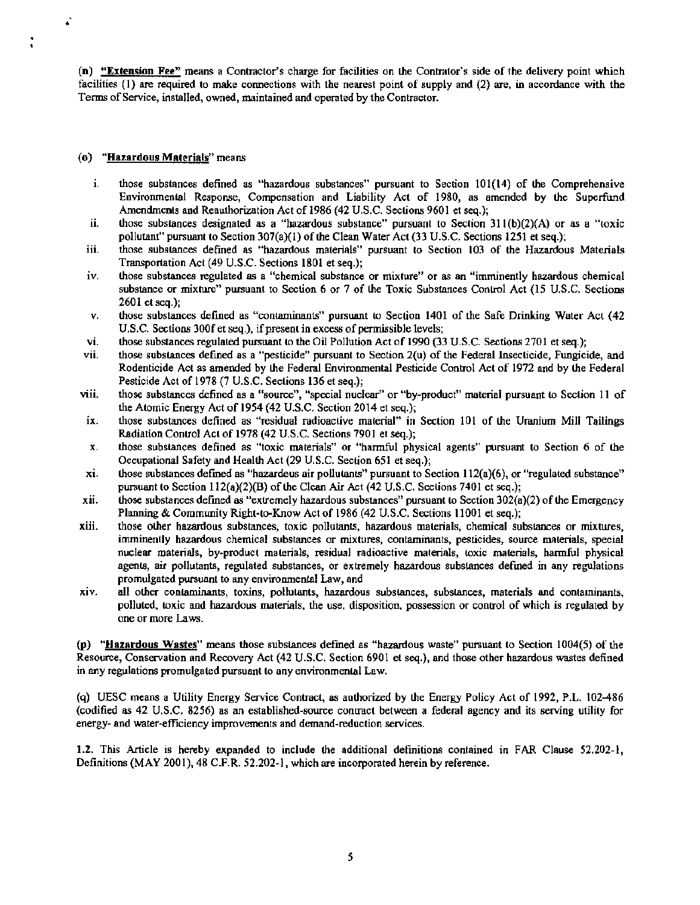(n) **"Extension Fee"** means a Contractor's charge for facilities on the Contrator's side of the delivery point which facilities (1) are required to make connections with the nearest point of supply and (2) are, in accordance with the Terms of Service, installed, owned, maintained and operated by the Contractor.

(o) **"Hazardous Materials"** means

i. those substances defined as "hazardous substances" pursuant to Section 101(14) of the Comprehensive Environmental Response, Compensation and Liability Act of 1980, as amended by the Superfund Amendments and Reauthorization Act of 1986 (42 U.S.C. Sections 9601 et seq.);

ii. those substances designated as a "hazardous substance" pursuant to Section 311(b)(2)(A) or as a "toxic pollutant" pursuant to Section 307(a)(1) of the Clean Water Act (33 U.S.C. Sections 1251 et seq.);

iii. those substances defined as "hazardous materials" pursuant to Section 103 of the Hazardous Materials Transportation Act (49 U.S.C. Sections 1801 et seq.);

iv. those substances regulated as a "chemical substance or mixture" or as an "imminently hazardous chemical substance or mixture" pursuant to Section 6 or 7 of the Toxic Substances Control Act (15 U.S.C. Sections 2601 et seq.);

v. those substances defined as "contaminants" pursuant to Section 1401 of the Safe Drinking Water Act (42 U.S.C. Sections 300f et seq.), if present in excess of permissible levels;

vi. those substances regulated pursuant to the Oil Pollution Act of 1990 (33 U.S.C. Sections 2701 et seq.);

vii. those substances defined as a "pesticide" pursuant to Section 2(u) of the Federal Insecticide, Fungicide, and Rodenticide Act as amended by the Federal Environmental Pesticide Control Act of 1972 and by the Federal Pesticide Act of 1978 (7 U.S.C. Sections 136 et seq.);

viii. those substances defined as a "source", "special nuclear" or "by-product" material pursuant to Section 11 of the Atomic Energy Act of 1954 (42 U.S.C. Section 2014 et seq.);

ix. those substances defined as "residual radioactive material" in Section 101 of the Uranium Mill Tailings Radiation Control Act of 1978 (42 U.S.C. Sections 7901 et seq.);

x. those substances defined as "toxic materials" or "harmful physical agents" pursuant to Section 6 of the Occupational Safety and Health Act (29 U.S.C. Section 651 et seq.);

xi. those substances defined as "hazardous air pollutants" pursuant to Section 112(a)(6), or "regulated substance" pursuant to Section 112(a)(2)(B) of the Clean Air Act (42 U.S.C. Sections 7401 et seq.);

xii. those substances defined as "extremely hazardous substances" pursuant to Section 302(a)(2) of the Emergency Planning & Community Right-to-Know Act of 1986 (42 U.S.C. Sections 11001 et seq.);

xiii. those other hazardous substances, toxic pollutants, hazardous materials, chemical substances or mixtures, imminently hazardous chemical substances or mixtures, contaminants, pesticides, source materials, special nuclear materials, by-product materials, residual radioactive materials, toxic materials, harmful physical agents, air pollutants, regulated substances, or extremely hazardous substances defined in any regulations promulgated pursuant to any environmental Law, and

xiv. all other contaminants, toxins, pollutants, hazardous substances, substances, materials and contaminants, polluted, toxic and hazardous materials, the use, disposition, possession or control of which is regulated by one or more Laws.

(p) **"Hazardous Wastes"** means those substances defined as "hazardous waste" pursuant to Section 1004(5) of the Resource, Conservation and Recovery Act (42 U.S.C. Section 6901 et seq.), and those other hazardous wastes defined in any regulations promulgated pursuant to any environmental Law.

(q) UESC means a Utility Energy Service Contract, as authorized by the Energy Policy Act of 1992, P.L. 102-486 (codified as 42 U.S.C. 8256) as an established-source contract between a federal agency and its serving utility for energy- and water-efficiency improvements and demand-reduction services.

**1.2.** This Article is hereby expanded to include the additional definitions contained in FAR Clause 52.202-1, Definitions (MAY 2001), 48 C.F.R. 52.202-1, which are incorporated herein by reference.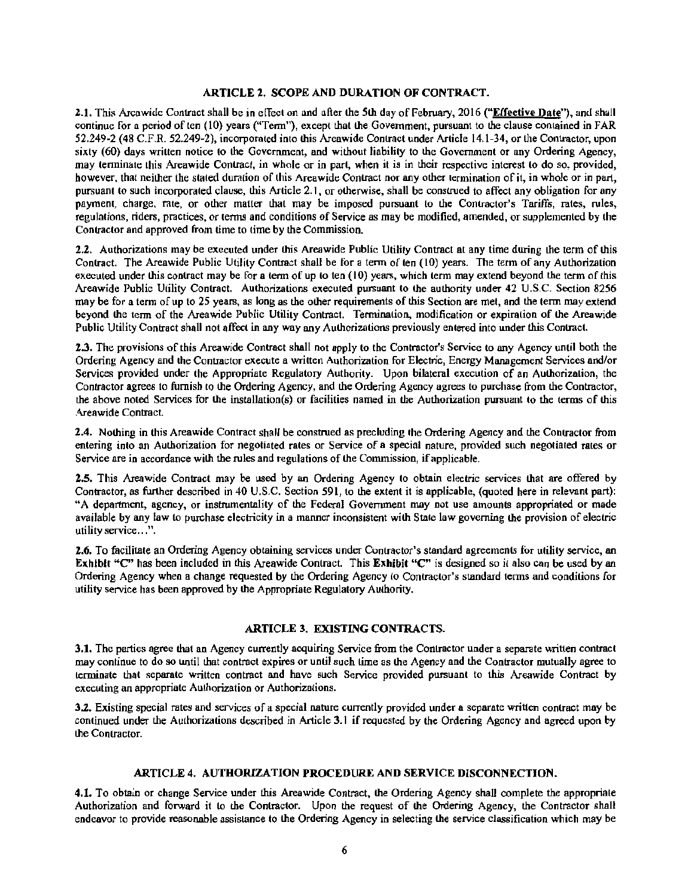## ARTICLE 2. SCOPE AND DURATION OF CONTRACT.

**2.1.** This Areawide Contract shall be in effect on and after the 5th day of February, 2016 ("**Effective Date**"), and shall continue for a period of ten (10) years ("Term"), except that the Government, pursuant to the clause contained in FAR 52.249-2 (48 C.F.R. 52.249-2), incorporated into this Areawide Contract under Article 14.1-34, or the Contractor, upon sixty (60) days written notice to the Government, and without liability to the Government or any Ordering Agency, may terminate this Areawide Contract, in whole or in part, when it is in their respective interest to do so, provided, however, that neither the stated duration of this Areawide Contract nor any other termination of it, in whole or in part, pursuant to such incorporated clause, this Article 2.1, or otherwise, shall be construed to affect any obligation for any payment, charge, rate, or other matter that may be imposed pursuant to the Contractor's Tariffs, rates, rules, regulations, riders, practices, or terms and conditions of Service as may be modified, amended, or supplemented by the Contractor and approved from time to time by the Commission.

**2.2.** Authorizations may be executed under this Areawide Public Utility Contract at any time during the term of this Contract. The Areawide Public Utility Contract shall be for a term of ten (10) years. The term of any Authorization executed under this contract may be for a term of up to ten (10) years, which term may extend beyond the term of this Areawide Public Utility Contract. Authorizations executed pursuant to the authority under 42 U.S.C. Section 8256 may be for a term of up to 25 years, as long as the other requirements of this Section are met, and the term may extend beyond the term of the Areawide Public Utility Contract. Termination, modification or expiration of the Areawide Public Utility Contract shall not affect in any way any Authorizations previously entered into under this Contract.

**2.3.** The provisions of this Areawide Contract shall not apply to the Contractor's Service to any Agency until both the Ordering Agency and the Contractor execute a written Authorization for Electric, Energy Management Services and/or Services provided under the Appropriate Regulatory Authority. Upon bilateral execution of an Authorization, the Contractor agrees to furnish to the Ordering Agency, and the Ordering Agency agrees to purchase from the Contractor, the above noted Services for the installation(s) or facilities named in the Authorization pursuant to the terms of this Areawide Contract.

**2.4.** Nothing in this Areawide Contract shall be construed as precluding the Ordering Agency and the Contractor from entering into an Authorization for negotiated rates or Service of a special nature, provided such negotiated rates or Service are in accordance with the rules and regulations of the Commission, if applicable.

**2.5.** This Areawide Contract may be used by an Ordering Agency to obtain electric services that are offered by Contractor, as further described in 40 U.S.C. Section 591, to the extent it is applicable, (quoted here in relevant part): "A department, agency, or instrumentality of the Federal Government may not use amounts appropriated or made available by any law to purchase electricity in a manner inconsistent with State law governing the provision of electric utility service…".

**2.6.** To facilitate an Ordering Agency obtaining services under Contractor's standard agreements for utility service, an **Exhibit "C"** has been included in this Areawide Contract. This **Exhibit "C"** is designed so it also can be used by an Ordering Agency when a change requested by the Ordering Agency to Contractor's standard terms and conditions for utility service has been approved by the Appropriate Regulatory Authority.

## ARTICLE 3. EXISTING CONTRACTS.

**3.1.** The parties agree that an Agency currently acquiring Service from the Contractor under a separate written contract may continue to do so until that contract expires or until such time as the Agency and the Contractor mutually agree to terminate that separate written contract and have such Service provided pursuant to this Areawide Contract by executing an appropriate Authorization or Authorizations.

**3.2.** Existing special rates and services of a special nature currently provided under a separate written contract may be continued under the Authorizations described in Article 3.1 if requested by the Ordering Agency and agreed upon by the Contractor.

## ARTICLE 4. AUTHORIZATION PROCEDURE AND SERVICE DISCONNECTION.

**4.1.** To obtain or change Service under this Areawide Contract, the Ordering Agency shall complete the appropriate Authorization and forward it to the Contractor. Upon the request of the Ordering Agency, the Contractor shall endeavor to provide reasonable assistance to the Ordering Agency in selecting the service classification which may be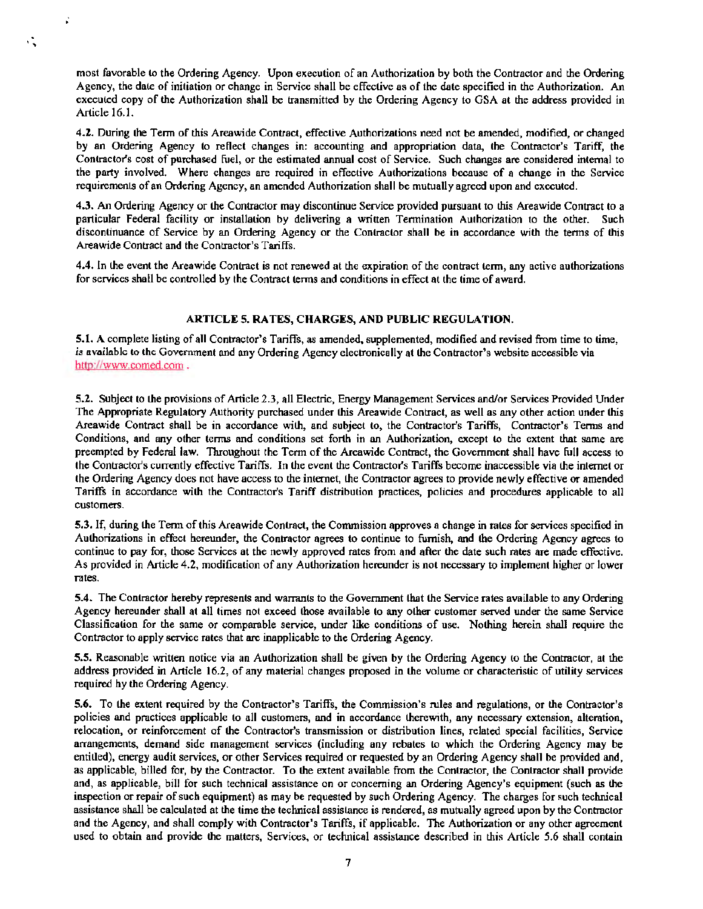most favorable to the Ordering Agency. Upon execution of an Authorization by both the Contractor and the Ordering Agency, the date of initiation or change in Service shall be effective as of the date specified in the Authorization. An executed copy of the Authorization shall be transmitted by the Ordering Agency to GSA at the address provided in Article 16.1.

**4.2.** During the Term of this Areawide Contract, effective Authorizations need not be amended, modified, or changed by an Ordering Agency to reflect changes in: accounting and appropriation data, the Contractor's Tariff, the Contractor's cost of purchased fuel, or the estimated annual cost of Service. Such changes are considered internal to the party involved. Where changes are required in effective Authorizations because of a change in the Service requirements of an Ordering Agency, an amended Authorization shall be mutually agreed upon and executed.

**4.3.** An Ordering Agency or the Contractor may discontinue Service provided pursuant to this Areawide Contract to a particular Federal facility or installation by delivering a written Termination Authorization to the other. Such discontinuance of Service by an Ordering Agency or the Contractor shall be in accordance with the terms of this Areawide Contract and the Contractor's Tariffs.

**4.4.** In the event the Areawide Contract is not renewed at the expiration of the contract term, any active authorizations for services shall be controlled by the Contract terms and conditions in effect at the time of award.

## ARTICLE 5. RATES, CHARGES, AND PUBLIC REGULATION.

**5.1.** A complete listing of all Contractor's Tariffs, as amended, supplemented, modified and revised from time to time, is available to the Government and any Ordering Agency electronically at the Contractor's website accessible via http://www.comed.com .

**5.2.** Subject to the provisions of Article 2.3, all Electric, Energy Management Services and/or Services Provided Under The Appropriate Regulatory Authority purchased under this Areawide Contract, as well as any other action under this Areawide Contract shall be in accordance with, and subject to, the Contractor's Tariffs, Contractor's Terms and Conditions, and any other terms and conditions set forth in an Authorization, except to the extent that same are preempted by Federal law. Throughout the Term of the Areawide Contract, the Government shall have full access to the Contractor's currently effective Tariffs. In the event the Contractor's Tariffs become inaccessible via the internet or the Ordering Agency does not have access to the internet, the Contractor agrees to provide newly effective or amended Tariffs in accordance with the Contractor's Tariff distribution practices, policies and procedures applicable to all customers.

**5.3.** If, during the Term of this Areawide Contract, the Commission approves a change in rates for services specified in Authorizations in effect hereunder, the Contractor agrees to continue to furnish, and the Ordering Agency agrees to continue to pay for, those Services at the newly approved rates from and after the date such rates are made effective. As provided in Article 4.2, modification of any Authorization hereunder is not necessary to implement higher or lower rates.

**5.4.** The Contractor hereby represents and warrants to the Government that the Service rates available to any Ordering Agency hereunder shall at all times not exceed those available to any other customer served under the same Service Classification for the same or comparable service, under like conditions of use. Nothing herein shall require the Contractor to apply service rates that are inapplicable to the Ordering Agency.

**5.5.** Reasonable written notice via an Authorization shall be given by the Ordering Agency to the Contractor, at the address provided in Article 16.2, of any material changes proposed in the volume or characteristic of utility services required by the Ordering Agency.

**5.6.** To the extent required by the Contractor's Tariffs, the Commission's rules and regulations, or the Contractor's policies and practices applicable to all customers, and in accordance therewith, any necessary extension, alteration, relocation, or reinforcement of the Contractor's transmission or distribution lines, related special facilities, Service arrangements, demand side management services (including any rebates to which the Ordering Agency may be entitled), energy audit services, or other Services required or requested by an Ordering Agency shall be provided and, as applicable, billed for, by the Contractor. To the extent available from the Contractor, the Contractor shall provide and, as applicable, bill for such technical assistance on or concerning an Ordering Agency's equipment (such as the inspection or repair of such equipment) as may be requested by such Ordering Agency. The charges for such technical assistance shall be calculated at the time the technical assistance is rendered, as mutually agreed upon by the Contractor and the Agency, and shall comply with Contractor's Tariffs, if applicable. The Authorization or any other agreement used to obtain and provide the matters, Services, or technical assistance described in this Article 5.6 shall contain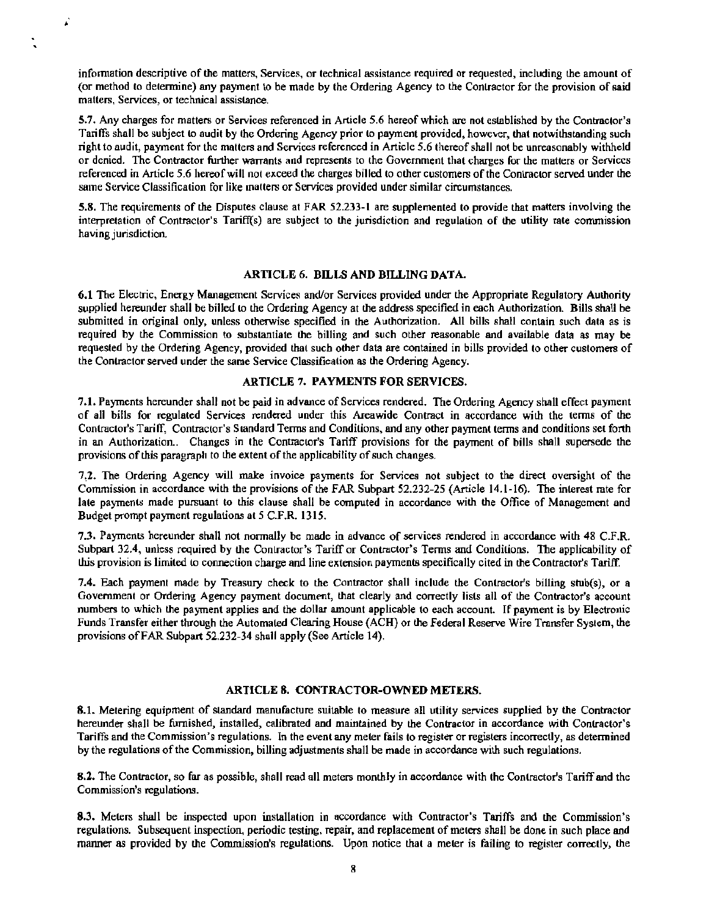information descriptive of the matters, Services, or technical assistance required or requested, including the amount of (or method to determine) any payment to be made by the Ordering Agency to the Contractor for the provision of said matters, Services, or technical assistance.

**5.7.** Any charges for matters or Services referenced in Article 5.6 hereof which are not established by the Contractor's Tariffs shall be subject to audit by the Ordering Agency prior to payment provided, however, that notwithstanding such right to audit, payment for the matters and Services referenced in Article 5.6 thereof shall not be unreasonably withheld or denied. The Contractor further warrants and represents to the Government that charges for the matters or Services referenced in Article 5.6 hereof will not exceed the charges billed to other customers of the Contractor served under the same Service Classification for like matters or Services provided under similar circumstances.

**5.8.** The requirements of the Disputes clause at FAR 52.233-1 are supplemented to provide that matters involving the interpretation of Contractor's Tariff(s) are subject to the jurisdiction and regulation of the utility rate commission having jurisdiction.

## ARTICLE 6. BILLS AND BILLING DATA.

**6.1** The Electric, Energy Management Services and/or Services provided under the Appropriate Regulatory Authority supplied hereunder shall be billed to the Ordering Agency at the address specified in each Authorization. Bills shall be submitted in original only, unless otherwise specified in the Authorization. All bills shall contain such data as is required by the Commission to substantiate the billing and such other reasonable and available data as may be requested by the Ordering Agency, provided that such other data are contained in bills provided to other customers of the Contractor served under the same Service Classification as the Ordering Agency.

## ARTICLE 7. PAYMENTS FOR SERVICES.

**7.1.** Payments hereunder shall not be paid in advance of Services rendered. The Ordering Agency shall effect payment of all bills for regulated Services rendered under this Areawide Contract in accordance with the terms of the Contractor's Tariff, Contractor's Standard Terms and Conditions, and any other payment terms and conditions set forth in an Authorization.. Changes in the Contractor's Tariff provisions for the payment of bills shall supersede the provisions of this paragraph to the extent of the applicability of such changes.

**7.2.** The Ordering Agency will make invoice payments for Services not subject to the direct oversight of the Commission in accordance with the provisions of the FAR Subpart 52.232-25 (Article 14.1-16). The interest rate for late payments made pursuant to this clause shall be computed in accordance with the Office of Management and Budget prompt payment regulations at 5 C.F.R. 1315.

**7.3.** Payments hereunder shall not normally be made in advance of services rendered in accordance with 48 C.F.R. Subpart 32.4, unless required by the Contractor's Tariff or Contractor's Terms and Conditions. The applicability of this provision is limited to connection charge and line extension payments specifically cited in the Contractor's Tariff.

**7.4.** Each payment made by Treasury check to the Contractor shall include the Contractor's billing stub(s), or a Government or Ordering Agency payment document, that clearly and correctly lists all of the Contractor's account numbers to which the payment applies and the dollar amount applicable to each account. If payment is by Electronic Funds Transfer either through the Automated Clearing House (ACH) or the Federal Reserve Wire Transfer System, the provisions of FAR Subpart 52.232-34 shall apply (See Article 14).

## ARTICLE 8. CONTRACTOR-OWNED METERS.

**8.1.** Metering equipment of standard manufacture suitable to measure all utility services supplied by the Contractor hereunder shall be furnished, installed, calibrated and maintained by the Contractor in accordance with Contractor's Tariffs and the Commission's regulations. In the event any meter fails to register or registers incorrectly, as determined by the regulations of the Commission, billing adjustments shall be made in accordance with such regulations.

**8.2.** The Contractor, so far as possible, shall read all meters monthly in accordance with the Contractor's Tariff and the Commission's regulations.

**8.3.** Meters shall be inspected upon installation in accordance with Contractor's Tariffs and the Commission's regulations. Subsequent inspection, periodic testing, repair, and replacement of meters shall be done in such place and manner as provided by the Commission's regulations. Upon notice that a meter is failing to register correctly, the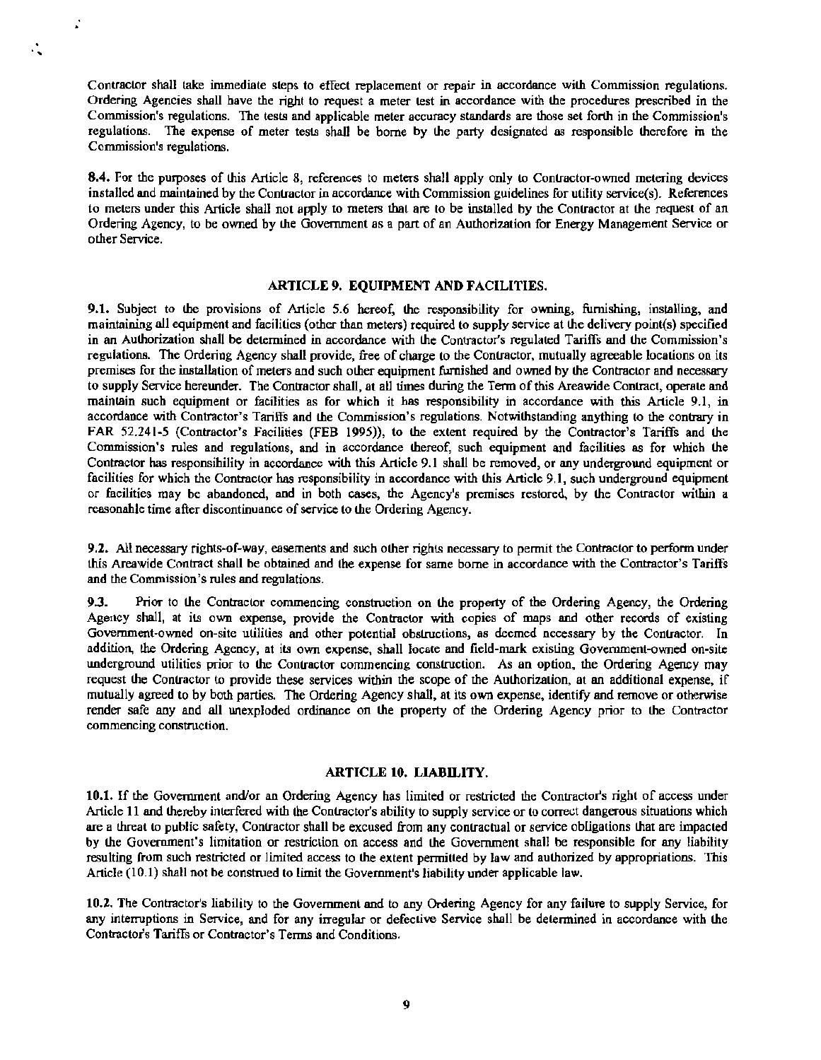Contractor shall take immediate steps to effect replacement or repair in accordance with Commission regulations. Ordering Agencies shall have the right to request a meter test in accordance with the procedures prescribed in the Commission's regulations. The tests and applicable meter accuracy standards are those set forth in the Commission's regulations. The expense of meter tests shall be borne by the party designated as responsible therefore in the Commission's regulations.

**8.4.** For the purposes of this Article 8, references to meters shall apply only to Contractor-owned metering devices installed and maintained by the Contractor in accordance with Commission guidelines for utility service(s). References to meters under this Article shall not apply to meters that are to be installed by the Contractor at the request of an Ordering Agency, to be owned by the Government as a part of an Authorization for Energy Management Service or other Service.

## ARTICLE 9. EQUIPMENT AND FACILITIES.

**9.1.** Subject to the provisions of Article 5.6 hereof, the responsibility for owning, furnishing, installing, and maintaining all equipment and facilities (other than meters) required to supply service at the delivery point(s) specified in an Authorization shall be determined in accordance with the Contractor's regulated Tariffs and the Commission's regulations. The Ordering Agency shall provide, free of charge to the Contractor, mutually agreeable locations on its premises for the installation of meters and such other equipment furnished and owned by the Contractor and necessary to supply Service hereunder. The Contractor shall, at all times during the Term of this Areawide Contract, operate and maintain such equipment or facilities as for which it has responsibility in accordance with this Article 9.1, in accordance with Contractor's Tariffs and the Commission's regulations. Notwithstanding anything to the contrary in FAR 52.241-5 (Contractor's Facilities (FEB 1995)), to the extent required by the Contractor's Tariffs and the Commission's rules and regulations, and in accordance thereof, such equipment and facilities as for which the Contractor has responsibility in accordance with this Article 9.1 shall be removed, or any underground equipment or facilities for which the Contractor has responsibility in accordance with this Article 9.1, such underground equipment or facilities may be abandoned, and in both cases, the Agency's premises restored, by the Contractor within a reasonable time after discontinuance of service to the Ordering Agency.

**9.2.** All necessary rights-of-way, easements and such other rights necessary to permit the Contractor to perform under this Areawide Contract shall be obtained and the expense for same borne in accordance with the Contractor's Tariffs and the Commission's rules and regulations.

**9.3.** Prior to the Contractor commencing construction on the property of the Ordering Agency, the Ordering Agency shall, at its own expense, provide the Contractor with copies of maps and other records of existing Government-owned on-site utilities and other potential obstructions, as deemed necessary by the Contractor. In addition, the Ordering Agency, at its own expense, shall locate and field-mark existing Government-owned on-site underground utilities prior to the Contractor commencing construction. As an option, the Ordering Agency may request the Contractor to provide these services within the scope of the Authorization, at an additional expense, if mutually agreed to by both parties. The Ordering Agency shall, at its own expense, identify and remove or otherwise render safe any and all unexploded ordinance on the property of the Ordering Agency prior to the Contractor commencing construction.

## ARTICLE 10. LIABILITY.

**10.1.** If the Government and/or an Ordering Agency has limited or restricted the Contractor's right of access under Article 11 and thereby interfered with the Contractor's ability to supply service or to correct dangerous situations which are a threat to public safety, Contractor shall be excused from any contractual or service obligations that are impacted by the Government's limitation or restriction on access and the Government shall be responsible for any liability resulting from such restricted or limited access to the extent permitted by law and authorized by appropriations. This Article (10.1) shall not be construed to limit the Government's liability under applicable law.

**10.2.** The Contractor's liability to the Government and to any Ordering Agency for any failure to supply Service, for any interruptions in Service, and for any irregular or defective Service shall be determined in accordance with the Contractor's Tariffs or Contractor's Terms and Conditions.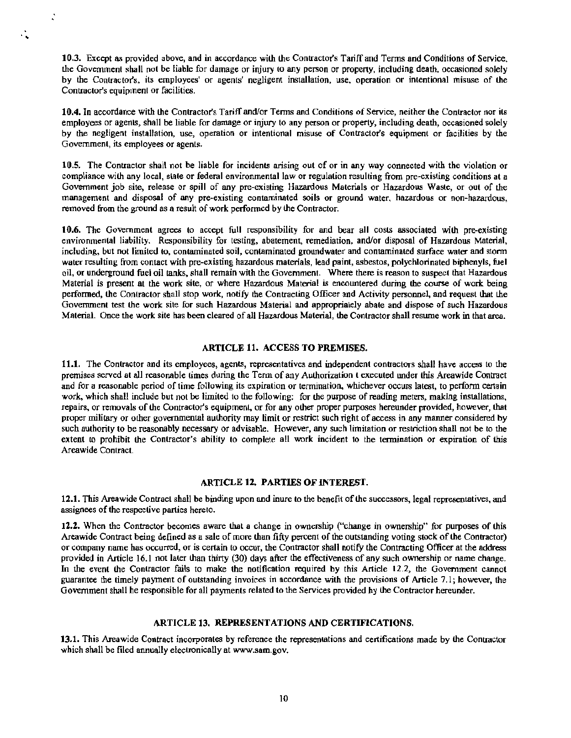**10.3.** Except as provided above, and in accordance with the Contractor's Tariff and Terms and Conditions of Service, the Government shall not be liable for damage or injury to any person or property, including death, occasioned solely by the Contractor's, its employees' or agents' negligent installation, use, operation or intentional misuse of the Contractor's equipment or facilities.

**10.4.** In accordance with the Contractor's Tariff and/or Terms and Conditions of Service, neither the Contractor nor its employees or agents, shall be liable for damage or injury to any person or property, including death, occasioned solely by the negligent installation, use, operation or intentional misuse of Contractor's equipment or facilities by the Government, its employees or agents.

**10.5.** The Contractor shall not be liable for incidents arising out of or in any way connected with the violation or compliance with any local, state or federal environmental law or regulation resulting from pre-existing conditions at a Government job site, release or spill of any pre-existing Hazardous Materials or Hazardous Waste, or out of the management and disposal of any pre-existing contaminated soils or ground water, hazardous or non-hazardous, removed from the ground as a result of work performed by the Contractor.

**10.6.** The Government agrees to accept full responsibility for and bear all costs associated with pre-existing environmental liability. Responsibility for testing, abatement, remediation, and/or disposal of Hazardous Material, including, but not limited to, contaminated soil, contaminated groundwater and contaminated surface water and storm water resulting from contact with pre-existing hazardous materials, lead paint, asbestos, polychlorinated biphenyls, fuel oil, or underground fuel oil tanks, shall remain with the Government. Where there is reason to suspect that Hazardous Material is present at the work site, or where Hazardous Material is encountered during the course of work being performed, the Contractor shall stop work, notify the Contracting Officer and Activity personnel, and request that the Government test the work site for such Hazardous Material and appropriately abate and dispose of such Hazardous Material. Once the work site has been cleared of all Hazardous Material, the Contractor shall resume work in that area.

## ARTICLE 11. ACCESS TO PREMISES.

**11.1.** The Contractor and its employees, agents, representatives and independent contractors shall have access to the premises served at all reasonable times during the Term of any Authorization t executed under this Areawide Contract and for a reasonable period of time following its expiration or termination, whichever occurs latest, to perform certain work, which shall include but not be limited to the following: for the purpose of reading meters, making installations, repairs, or removals of the Contractor's equipment, or for any other proper purposes hereunder provided, however, that proper military or other governmental authority may limit or restrict such right of access in any manner considered by such authority to be reasonably necessary or advisable. However, any such limitation or restriction shall not be to the extent to prohibit the Contractor's ability to complete all work incident to the termination or expiration of this Areawide Contract.

## ARTICLE 12. PARTIES OF INTEREST.

**12.1.** This Areawide Contract shall be binding upon and inure to the benefit of the successors, legal representatives, and assignees of the respective parties hereto.

**12.2.** When the Contractor becomes aware that a change in ownership ("change in ownership" for purposes of this Areawide Contract being defined as a sale of more than fifty percent of the outstanding voting stock of the Contractor) or company name has occurred, or is certain to occur, the Contractor shall notify the Contracting Officer at the address provided in Article 16.1 not later than thirty (30) days after the effectiveness of any such ownership or name change. In the event the Contractor fails to make the notification required by this Article 12.2, the Government cannot guarantee the timely payment of outstanding invoices in accordance with the provisions of Article 7.1; however, the Government shall be responsible for all payments related to the Services provided by the Contractor hereunder.

## ARTICLE 13. REPRESENTATIONS AND CERTIFICATIONS.

**13.1.** This Areawide Contract incorporates by reference the representations and certifications made by the Contractor which shall be filed annually electronically at www.sam.gov.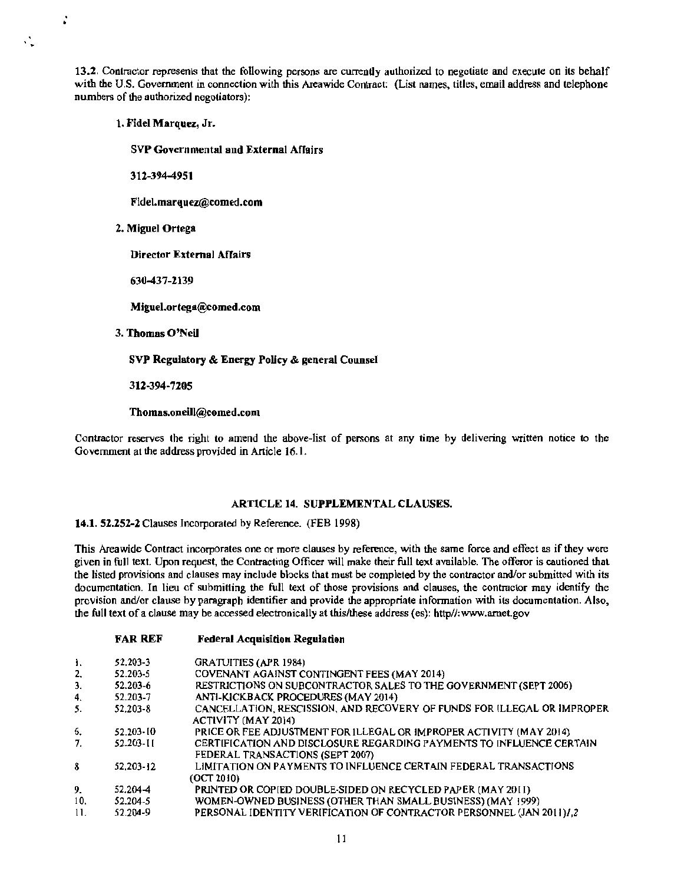**13.2.** Contractor represents that the following persons are currently authorized to negotiate and execute on its behalf with the U.S. Government in connection with this Areawide Contract: (List names, titles, email address and telephone numbers of the authorized negotiators):

1. **Fidel Marquez, Jr.**

   **SVP Governmental and External Affairs**

   **312-394-4951**

   **Fidel.marquez@comed.com**

2. **Miguel Ortega**

   **Director External Affairs**

   **630-437-2139**

   **Miguel.ortega@comed.com**

3. **Thomas O'Neil**

   **SVP Regulatory & Energy Policy & general Counsel**

   **312-394-7205**

   **Thomas.oneill@comed.com**

Contractor reserves the right to amend the above-list of persons at any time by delivering written notice to the Government at the address provided in Article 16.1.

## ARTICLE 14. SUPPLEMENTAL CLAUSES.

**14.1. 52.252-2** Clauses Incorporated by Reference. (FEB 1998)

This Areawide Contract incorporates one or more clauses by reference, with the same force and effect as if they were given in full text. Upon request, the Contracting Officer will make their full text available. The offeror is cautioned that the listed provisions and clauses may include blocks that must be completed by the contractor and/or submitted with its documentation. In lieu of submitting the full text of those provisions and clauses, the contractor may identify the provision and/or clause by paragraph identifier and provide the appropriate information with its documentation. Also, the full text of a clause may be accessed electronically at this/these address (es): http//:www.arnet.gov

| | **FAR REF** | **Federal Acquisition Regulation** |
|---|---|---|
| 1. | 52.203-3 | GRATUITIES (APR 1984) |
| 2. | 52.203-5 | COVENANT AGAINST CONTINGENT FEES (MAY 2014) |
| 3. | 52.203-6 | RESTRICTIONS ON SUBCONTRACTOR SALES TO THE GOVERNMENT (SEPT 2006) |
| 4. | 52.203-7 | ANTI-KICKBACK PROCEDURES (MAY 2014) |
| 5. | 52.203-8 | CANCELLATION, RESCISSION, AND RECOVERY OF FUNDS FOR ILLEGAL OR IMPROPER ACTIVITY (MAY 2014) |
| 6. | 52.203-10 | PRICE OR FEE ADJUSTMENT FOR ILLEGAL OR IMPROPER ACTIVITY (MAY 2014) |
| 7. | 52.203-11 | CERTIFICATION AND DISCLOSURE REGARDING PAYMENTS TO INFLUENCE CERTAIN FEDERAL TRANSACTIONS (SEPT 2007) |
| 8 | 52.203-12 | LIMITATION ON PAYMENTS TO INFLUENCE CERTAIN FEDERAL TRANSACTIONS (OCT 2010) |
| 9. | 52.204-4 | PRINTED OR COPIED DOUBLE-SIDED ON RECYCLED PAPER (MAY 2011) |
| 10. | 52.204-5 | WOMEN-OWNED BUSINESS (OTHER THAN SMALL BUSINESS) (MAY 1999) |
| 11. | 52.204-9 | PERSONAL IDENTITY VERIFICATION OF CONTRACTOR PERSONNEL (JAN 2011)/,2 |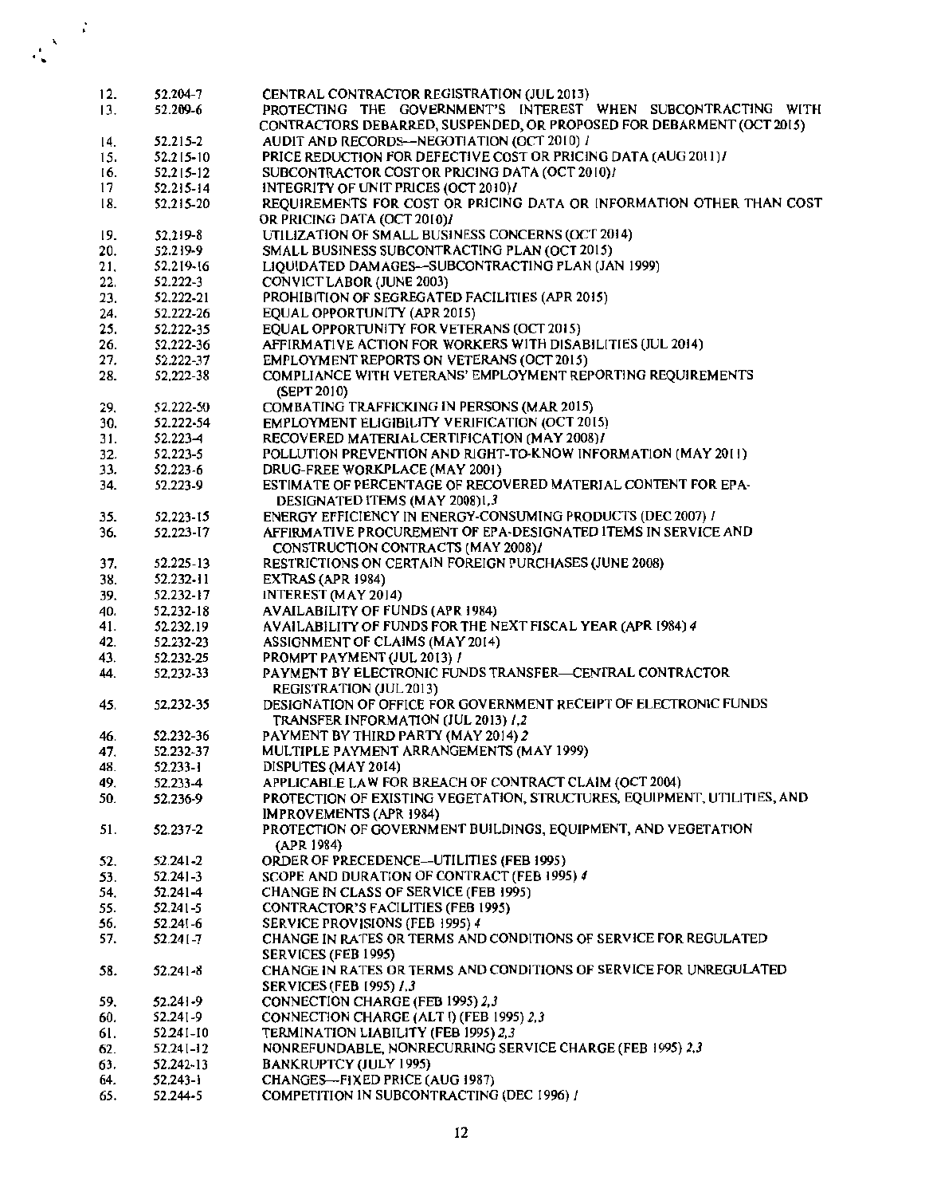| | | |
|---|---|---|
| 12. | 52.204-7 | CENTRAL CONTRACTOR REGISTRATION (JUL 2013) |
| 13. | 52.209-6 | PROTECTING THE GOVERNMENT'S INTEREST WHEN SUBCONTRACTING WITH CONTRACTORS DEBARRED, SUSPENDED, OR PROPOSED FOR DEBARMENT (OCT 2015) |
| 14. | 52.215-2 | AUDIT AND RECORDS—NEGOTIATION (OCT 2010) 1 |
| 15. | 52.215-10 | PRICE REDUCTION FOR DEFECTIVE COST OR PRICING DATA (AUG 2011)1 |
| 16. | 52.215-12 | SUBCONTRACTOR COST OR PRICING DATA (OCT 2010)1 |
| 17 | 52.215-14 | INTEGRITY OF UNIT PRICES (OCT 2010)1 |
| 18. | 52.215-20 | REQUIREMENTS FOR COST OR PRICING DATA OR INFORMATION OTHER THAN COST OR PRICING DATA (OCT 2010)1 |
| 19. | 52.219-8 | UTILIZATION OF SMALL BUSINESS CONCERNS (OCT 2014) |
| 20. | 52.219-9 | SMALL BUSINESS SUBCONTRACTING PLAN (OCT 2015) |
| 21. | 52.219-16 | LIQUIDATED DAMAGES—SUBCONTRACTING PLAN (JAN 1999) |
| 22. | 52.222-3 | CONVICT LABOR (JUNE 2003) |
| 23. | 52.222-21 | PROHIBITION OF SEGREGATED FACILITIES (APR 2015) |
| 24. | 52.222-26 | EQUAL OPPORTUNITY (APR 2015) |
| 25. | 52.222-35 | EQUAL OPPORTUNITY FOR VETERANS (OCT 2015) |
| 26. | 52.222-36 | AFFIRMATIVE ACTION FOR WORKERS WITH DISABILITIES (JUL 2014) |
| 27. | 52.222-37 | EMPLOYMENT REPORTS ON VETERANS (OCT 2015) |
| 28. | 52.222-38 | COMPLIANCE WITH VETERANS' EMPLOYMENT REPORTING REQUIREMENTS (SEPT 2010) |
| 29. | 52.222-50 | COMBATING TRAFFICKING IN PERSONS (MAR 2015) |
| 30. | 52.222-54 | EMPLOYMENT ELIGIBILITY VERIFICATION (OCT 2015) |
| 31. | 52.223-4 | RECOVERED MATERIAL CERTIFICATION (MAY 2008)1 |
| 32. | 52.223-5 | POLLUTION PREVENTION AND RIGHT-TO-KNOW INFORMATION (MAY 2011) |
| 33. | 52.223-6 | DRUG-FREE WORKPLACE (MAY 2001) |
| 34. | 52.223-9 | ESTIMATE OF PERCENTAGE OF RECOVERED MATERIAL CONTENT FOR EPA-DESIGNATED ITEMS (MAY 2008)1,3 |
| 35. | 52.223-15 | ENERGY EFFICIENCY IN ENERGY-CONSUMING PRODUCTS (DEC 2007) 1 |
| 36. | 52.223-17 | AFFIRMATIVE PROCUREMENT OF EPA-DESIGNATED ITEMS IN SERVICE AND CONSTRUCTION CONTRACTS (MAY 2008)1 |
| 37. | 52.225-13 | RESTRICTIONS ON CERTAIN FOREIGN PURCHASES (JUNE 2008) |
| 38. | 52.232-11 | EXTRAS (APR 1984) |
| 39. | 52.232-17 | INTEREST (MAY 2014) |
| 40. | 52.232-18 | AVAILABILITY OF FUNDS (APR 1984) |
| 41. | 52.232.19 | AVAILABILITY OF FUNDS FOR THE NEXT FISCAL YEAR (APR 1984) 4 |
| 42. | 52.232-23 | ASSIGNMENT OF CLAIMS (MAY 2014) |
| 43. | 52.232-25 | PROMPT PAYMENT (JUL 2013) 1 |
| 44. | 52.232-33 | PAYMENT BY ELECTRONIC FUNDS TRANSFER—CENTRAL CONTRACTOR REGISTRATION (JUL 2013) |
| 45. | 52.232-35 | DESIGNATION OF OFFICE FOR GOVERNMENT RECEIPT OF ELECTRONIC FUNDS TRANSFER INFORMATION (JUL 2013) 1,2 |
| 46. | 52.232-36 | PAYMENT BY THIRD PARTY (MAY 2014) 2 |
| 47. | 52.232-37 | MULTIPLE PAYMENT ARRANGEMENTS (MAY 1999) |
| 48. | 52.233-1 | DISPUTES (MAY 2014) |
| 49. | 52.233-4 | APPLICABLE LAW FOR BREACH OF CONTRACT CLAIM (OCT 2004) |
| 50. | 52.236-9 | PROTECTION OF EXISTING VEGETATION, STRUCTURES, EQUIPMENT, UTILITIES, AND IMPROVEMENTS (APR 1984) |
| 51. | 52.237-2 | PROTECTION OF GOVERNMENT BUILDINGS, EQUIPMENT, AND VEGETATION (APR 1984) |
| 52. | 52.241-2 | ORDER OF PRECEDENCE—UTILITIES (FEB 1995) |
| 53. | 52.241-3 | SCOPE AND DURATION OF CONTRACT (FEB 1995) 4 |
| 54. | 52.241-4 | CHANGE IN CLASS OF SERVICE (FEB 1995) |
| 55. | 52.241-5 | CONTRACTOR'S FACILITIES (FEB 1995) |
| 56. | 52.241-6 | SERVICE PROVISIONS (FEB 1995) 4 |
| 57. | 52.241-7 | CHANGE IN RATES OR TERMS AND CONDITIONS OF SERVICE FOR REGULATED SERVICES (FEB 1995) |
| 58. | 52.241-8 | CHANGE IN RATES OR TERMS AND CONDITIONS OF SERVICE FOR UNREGULATED SERVICES (FEB 1995) 1,3 |
| 59. | 52.241-9 | CONNECTION CHARGE (FEB 1995) 2,3 |
| 60. | 52.241-9 | CONNECTION CHARGE (ALT I) (FEB 1995) 2,3 |
| 61. | 52.241-10 | TERMINATION LIABILITY (FEB 1995) 2,3 |
| 62. | 52.241-12 | NONREFUNDABLE, NONRECURRING SERVICE CHARGE (FEB 1995) 2,3 |
| 63. | 52.242-13 | BANKRUPTCY (JULY 1995) |
| 64. | 52.243-1 | CHANGES—FIXED PRICE (AUG 1987) |
| 65. | 52.244-5 | COMPETITION IN SUBCONTRACTING (DEC 1996) 1 |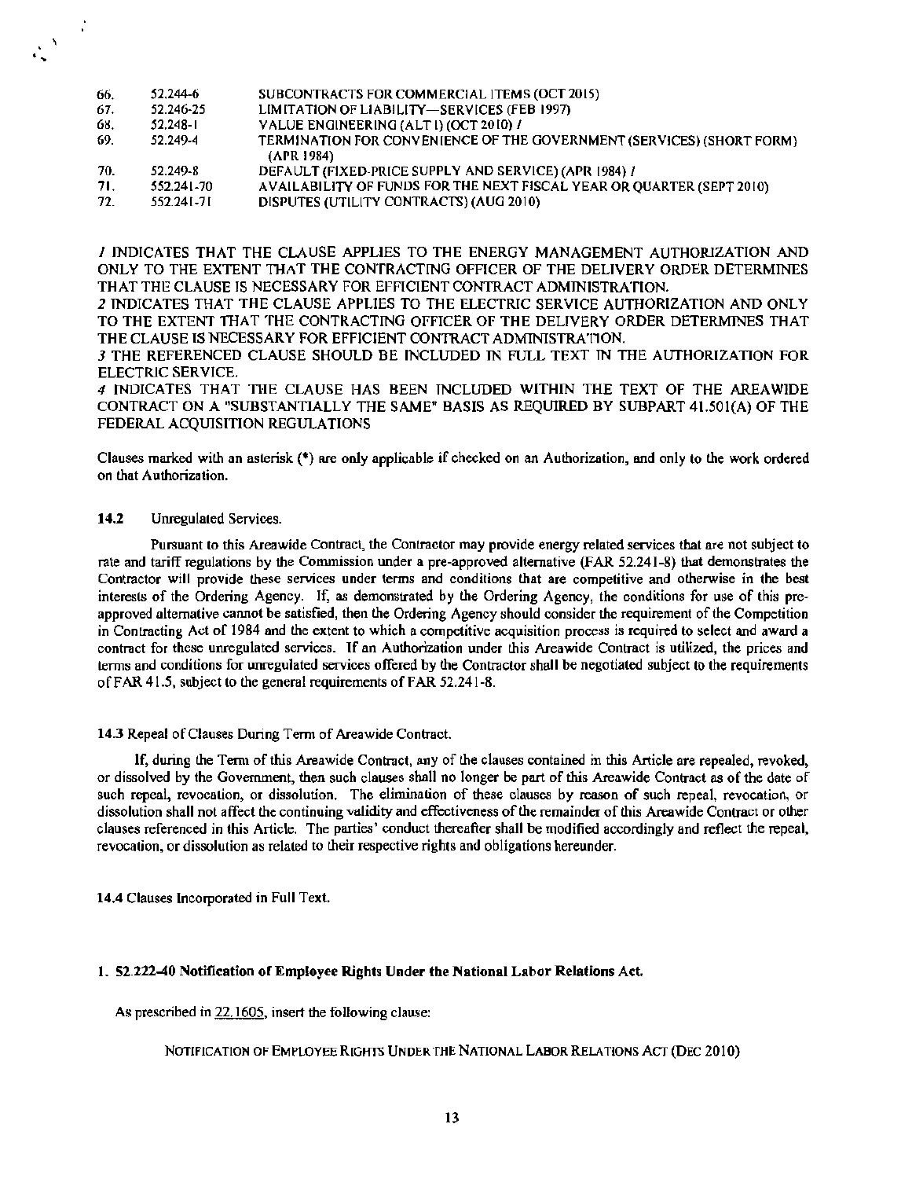| | | |
|---|---|---|
| 66. | 52.244-6 | SUBCONTRACTS FOR COMMERCIAL ITEMS (OCT 2015) |
| 67. | 52.246-25 | LIMITATION OF LIABILITY—SERVICES (FEB 1997) |
| 68. | 52.248-1 | VALUE ENGINEERING (ALT I) (OCT 2010) 1 |
| 69. | 52.249-4 | TERMINATION FOR CONVENIENCE OF THE GOVERNMENT (SERVICES) (SHORT FORM) (APR 1984) |
| 70. | 52.249-8 | DEFAULT (FIXED-PRICE SUPPLY AND SERVICE) (APR 1984) 1 |
| 71. | 552.241-70 | AVAILABILITY OF FUNDS FOR THE NEXT FISCAL YEAR OR QUARTER (SEPT 2010) |
| 72. | 552.241-71 | DISPUTES (UTILITY CONTRACTS) (AUG 2010) |

*1* INDICATES THAT THE CLAUSE APPLIES TO THE ENERGY MANAGEMENT AUTHORIZATION AND ONLY TO THE EXTENT THAT THE CONTRACTING OFFICER OF THE DELIVERY ORDER DETERMINES THAT THE CLAUSE IS NECESSARY FOR EFFICIENT CONTRACT ADMINISTRATION.
*2* INDICATES THAT THE CLAUSE APPLIES TO THE ELECTRIC SERVICE AUTHORIZATION AND ONLY TO THE EXTENT THAT THE CONTRACTING OFFICER OF THE DELIVERY ORDER DETERMINES THAT THE CLAUSE IS NECESSARY FOR EFFICIENT CONTRACT ADMINISTRATION.
*3* THE REFERENCED CLAUSE SHOULD BE INCLUDED IN FULL TEXT IN THE AUTHORIZATION FOR ELECTRIC SERVICE.
*4* INDICATES THAT THE CLAUSE HAS BEEN INCLUDED WITHIN THE TEXT OF THE AREAWIDE CONTRACT ON A "SUBSTANTIALLY THE SAME" BASIS AS REQUIRED BY SUBPART 41.501(A) OF THE FEDERAL ACQUISITION REGULATIONS

Clauses marked with an asterisk (*) are only applicable if checked on an Authorization, and only to the work ordered on that Authorization.

**14.2** Unregulated Services.

Pursuant to this Areawide Contract, the Contractor may provide energy related services that are not subject to rate and tariff regulations by the Commission under a pre-approved alternative (FAR 52.241-8) that demonstrates the Contractor will provide these services under terms and conditions that are competitive and otherwise in the best interests of the Ordering Agency. If, as demonstrated by the Ordering Agency, the conditions for use of this pre-approved alternative cannot be satisfied, then the Ordering Agency should consider the requirement of the Competition in Contracting Act of 1984 and the extent to which a competitive acquisition process is required to select and award a contract for these unregulated services. If an Authorization under this Areawide Contract is utilized, the prices and terms and conditions for unregulated services offered by the Contractor shall be negotiated subject to the requirements of FAR 41.5, subject to the general requirements of FAR 52.241-8.

14.3 Repeal of Clauses During Term of Areawide Contract.

If, during the Term of this Areawide Contract, any of the clauses contained in this Article are repealed, revoked, or dissolved by the Government, then such clauses shall no longer be part of this Areawide Contract as of the date of such repeal, revocation, or dissolution. The elimination of these clauses by reason of such repeal, revocation, or dissolution shall not affect the continuing validity and effectiveness of the remainder of this Areawide Contract or other clauses referenced in this Article. The parties' conduct thereafter shall be modified accordingly and reflect the repeal, revocation, or dissolution as related to their respective rights and obligations hereunder.

14.4 Clauses Incorporated in Full Text.

**1. 52.222-40 Notification of Employee Rights Under the National Labor Relations Act.**

As prescribed in 22.1605, insert the following clause:

NOTIFICATION OF EMPLOYEE RIGHTS UNDER THE NATIONAL LABOR RELATIONS ACT (DEC 2010)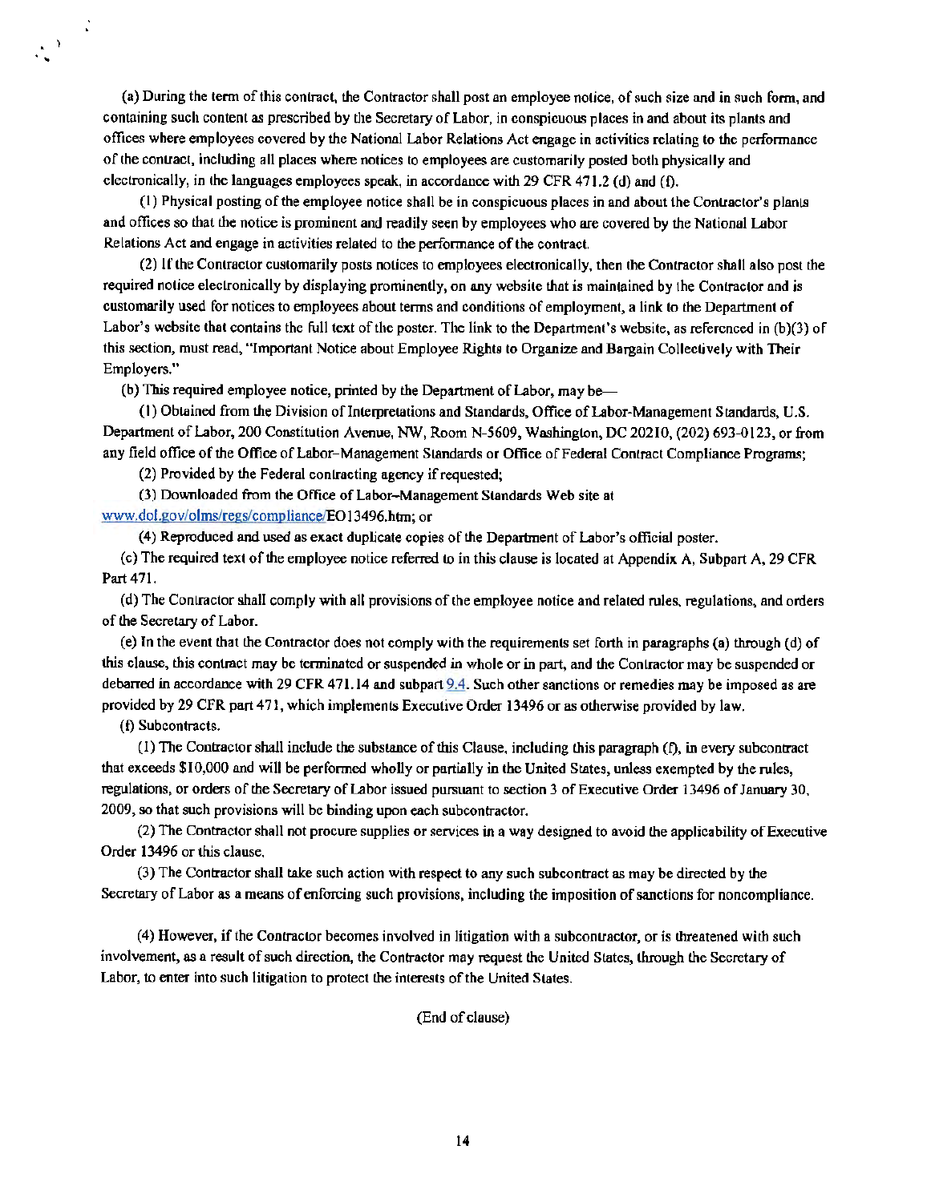(a) During the term of this contract, the Contractor shall post an employee notice, of such size and in such form, and containing such content as prescribed by the Secretary of Labor, in conspicuous places in and about its plants and offices where employees covered by the National Labor Relations Act engage in activities relating to the performance of the contract, including all places where notices to employees are customarily posted both physically and electronically, in the languages employees speak, in accordance with 29 CFR 471.2 (d) and (f).

(1) Physical posting of the employee notice shall be in conspicuous places in and about the Contractor's plants and offices so that the notice is prominent and readily seen by employees who are covered by the National Labor Relations Act and engage in activities related to the performance of the contract.

(2) If the Contractor customarily posts notices to employees electronically, then the Contractor shall also post the required notice electronically by displaying prominently, on any website that is maintained by the Contractor and is customarily used for notices to employees about terms and conditions of employment, a link to the Department of Labor's website that contains the full text of the poster. The link to the Department's website, as referenced in (b)(3) of this section, must read, "Important Notice about Employee Rights to Organize and Bargain Collectively with Their Employers."

(b) This required employee notice, printed by the Department of Labor, may be—

(1) Obtained from the Division of Interpretations and Standards, Office of Labor-Management Standards, U.S. Department of Labor, 200 Constitution Avenue, NW, Room N-5609, Washington, DC 20210, (202) 693-0123, or from any field office of the Office of Labor-Management Standards or Office of Federal Contract Compliance Programs;

(2) Provided by the Federal contracting agency if requested;

(3) Downloaded from the Office of Labor-Management Standards Web site at www.dol.gov/olms/regs/compliance/EO13496.htm; or

(4) Reproduced and used as exact duplicate copies of the Department of Labor's official poster.

(c) The required text of the employee notice referred to in this clause is located at Appendix A, Subpart A, 29 CFR Part 471.

(d) The Contractor shall comply with all provisions of the employee notice and related rules, regulations, and orders of the Secretary of Labor.

(e) In the event that the Contractor does not comply with the requirements set forth in paragraphs (a) through (d) of this clause, this contract may be terminated or suspended in whole or in part, and the Contractor may be suspended or debarred in accordance with 29 CFR 471.14 and subpart 9.4. Such other sanctions or remedies may be imposed as are provided by 29 CFR part 471, which implements Executive Order 13496 or as otherwise provided by law.

(f) Subcontracts.

(1) The Contractor shall include the substance of this Clause, including this paragraph (f), in every subcontract that exceeds $10,000 and will be performed wholly or partially in the United States, unless exempted by the rules, regulations, or orders of the Secretary of Labor issued pursuant to section 3 of Executive Order 13496 of January 30, 2009, so that such provisions will be binding upon each subcontractor.

(2) The Contractor shall not procure supplies or services in a way designed to avoid the applicability of Executive Order 13496 or this clause.

(3) The Contractor shall take such action with respect to any such subcontract as may be directed by the Secretary of Labor as a means of enforcing such provisions, including the imposition of sanctions for noncompliance.

(4) However, if the Contractor becomes involved in litigation with a subcontractor, or is threatened with such involvement, as a result of such direction, the Contractor may request the United States, through the Secretary of Labor, to enter into such litigation to protect the interests of the United States.

(End of clause)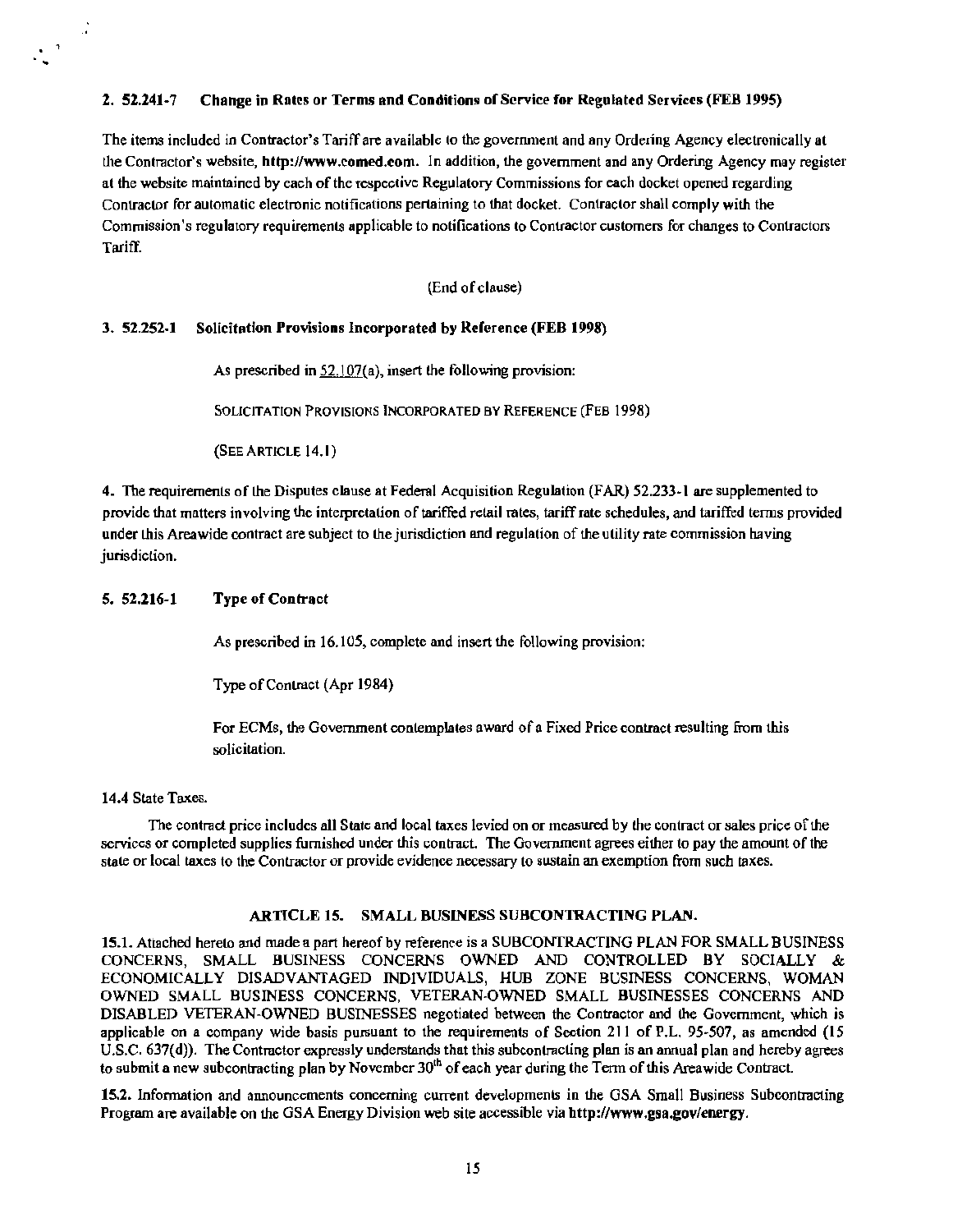**2. 52.241-7 Change in Rates or Terms and Conditions of Service for Regulated Services (FEB 1995)**

The items included in Contractor's Tariff are available to the government and any Ordering Agency electronically at the Contractor's website, **http://www.comed.com**. In addition, the government and any Ordering Agency may register at the website maintained by each of the respective Regulatory Commissions for each docket opened regarding Contractor for automatic electronic notifications pertaining to that docket. Contractor shall comply with the Commission's regulatory requirements applicable to notifications to Contractor customers for changes to Contractors Tariff.

(End of clause)

**3. 52.252-1 Solicitation Provisions Incorporated by Reference (FEB 1998)**

As prescribed in 52.107(a), insert the following provision:

SOLICITATION PROVISIONS INCORPORATED BY REFERENCE (FEB 1998)

(SEE ARTICLE 14.1)

**4.** The requirements of the Disputes clause at Federal Acquisition Regulation (FAR) 52.233-1 are supplemented to provide that matters involving the interpretation of tariffed retail rates, tariff rate schedules, and tariffed terms provided under this Areawide contract are subject to the jurisdiction and regulation of the utility rate commission having jurisdiction.

**5. 52.216-1 Type of Contract**

As prescribed in 16.105, complete and insert the following provision:

Type of Contract (Apr 1984)

For ECMs, the Government contemplates award of a Fixed Price contract resulting from this solicitation.

14.4 State Taxes.

The contract price includes all State and local taxes levied on or measured by the contract or sales price of the services or completed supplies furnished under this contract. The Government agrees either to pay the amount of the state or local taxes to the Contractor or provide evidence necessary to sustain an exemption from such taxes.

## ARTICLE 15. SMALL BUSINESS SUBCONTRACTING PLAN.

**15.1.** Attached hereto and made a part hereof by reference is a SUBCONTRACTING PLAN FOR SMALL BUSINESS CONCERNS, SMALL BUSINESS CONCERNS OWNED AND CONTROLLED BY SOCIALLY & ECONOMICALLY DISADVANTAGED INDIVIDUALS, HUB ZONE BUSINESS CONCERNS, WOMAN OWNED SMALL BUSINESS CONCERNS, VETERAN-OWNED SMALL BUSINESSES CONCERNS AND DISABLED VETERAN-OWNED BUSINESSES negotiated between the Contractor and the Government, which is applicable on a company wide basis pursuant to the requirements of Section 211 of P.L. 95-507, as amended (15 U.S.C. 637(d)). The Contractor expressly understands that this subcontracting plan is an annual plan and hereby agrees to submit a new subcontracting plan by November 30th of each year during the Term of this Areawide Contract.

**15.2.** Information and announcements concerning current developments in the GSA Small Business Subcontracting Program are available on the GSA Energy Division web site accessible via **http://www.gsa.gov/energy**.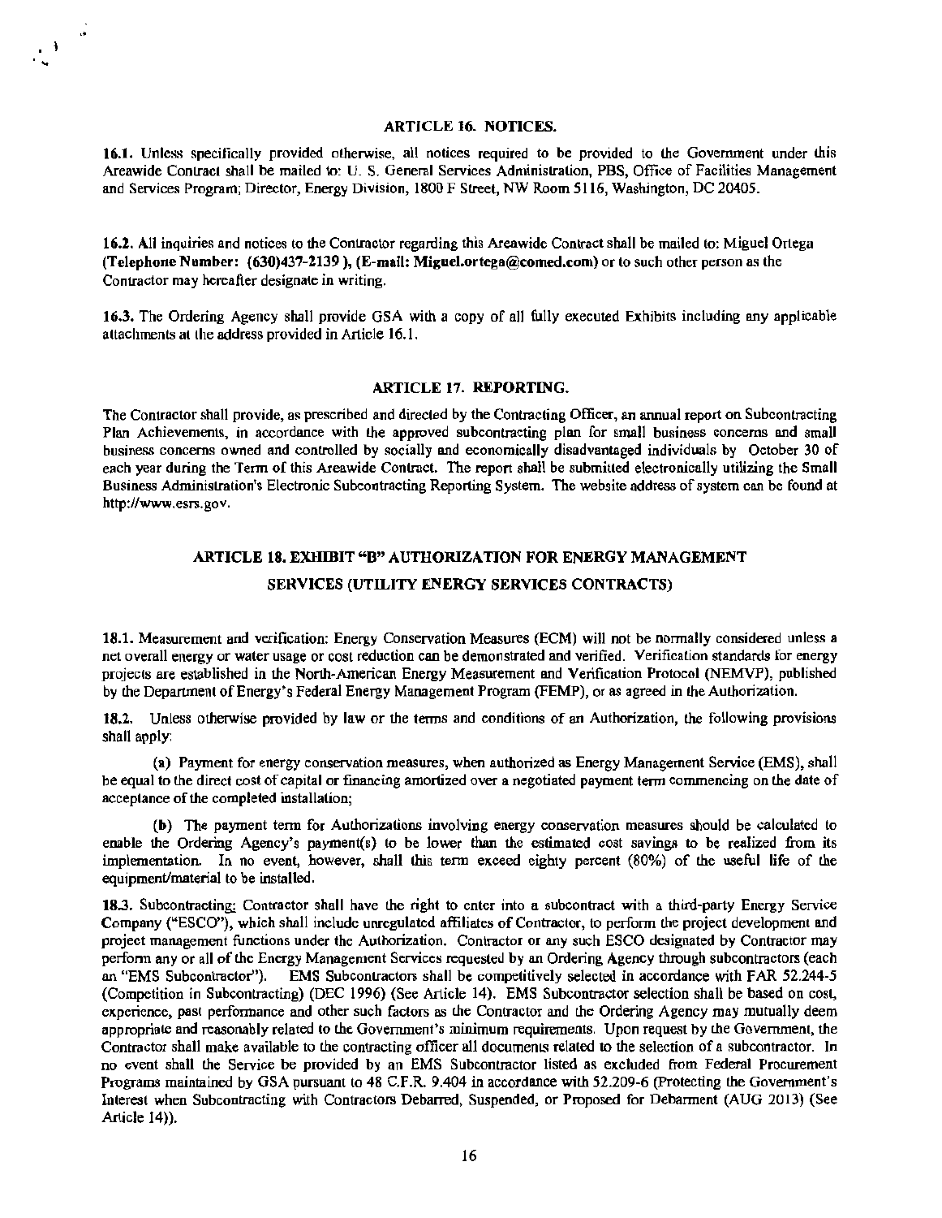## ARTICLE 16. NOTICES.

**16.1.** Unless specifically provided otherwise, all notices required to be provided to the Government under this Areawide Contract shall be mailed to: U. S. General Services Administration, PBS, Office of Facilities Management and Services Program; Director, Energy Division, 1800 F Street, NW Room 5116, Washington, DC 20405.

**16.2.** All inquiries and notices to the Contractor regarding this Areawide Contract shall be mailed to: Miguel Ortega **(Telephone Number: (630)437-2139 ), (E-mail: Miguel.ortega@comed.com)** or to such other person as the Contractor may hereafter designate in writing.

**16.3.** The Ordering Agency shall provide GSA with a copy of all fully executed Exhibits including any applicable attachments at the address provided in Article 16.1.

## ARTICLE 17. REPORTING.

The Contractor shall provide, as prescribed and directed by the Contracting Officer, an annual report on Subcontracting Plan Achievements, in accordance with the approved subcontracting plan for small business concerns and small business concerns owned and controlled by socially and economically disadvantaged individuals by October 30 of each year during the Term of this Areawide Contract. The report shall be submitted electronically utilizing the Small Business Administration's Electronic Subcontracting Reporting System. The website address of system can be found at http://www.esrs.gov.

## ARTICLE 18. EXHIBIT "B" AUTHORIZATION FOR ENERGY MANAGEMENT SERVICES (UTILITY ENERGY SERVICES CONTRACTS)

**18.1.** Measurement and verification: Energy Conservation Measures (ECM) will not be normally considered unless a net overall energy or water usage or cost reduction can be demonstrated and verified. Verification standards for energy projects are established in the North-American Energy Measurement and Verification Protocol (NEMVP), published by the Department of Energy's Federal Energy Management Program (FEMP), or as agreed in the Authorization.

**18.2.** Unless otherwise provided by law or the terms and conditions of an Authorization, the following provisions shall apply:

(a) Payment for energy conservation measures, when authorized as Energy Management Service (EMS), shall be equal to the direct cost of capital or financing amortized over a negotiated payment term commencing on the date of acceptance of the completed installation;

(b) The payment term for Authorizations involving energy conservation measures should be calculated to enable the Ordering Agency's payment(s) to be lower than the estimated cost savings to be realized from its implementation. In no event, however, shall this term exceed eighty percent (80%) of the useful life of the equipment/material to be installed.

**18.3.** Subcontracting: Contractor shall have the right to enter into a subcontract with a third-party Energy Service Company ("ESCO"), which shall include unregulated affiliates of Contractor, to perform the project development and project management functions under the Authorization. Contractor or any such ESCO designated by Contractor may perform any or all of the Energy Management Services requested by an Ordering Agency through subcontractors (each an "EMS Subcontractor"). EMS Subcontractors shall be competitively selected in accordance with FAR 52.244-5 (Competition in Subcontracting) (DEC 1996) (See Article 14). EMS Subcontractor selection shall be based on cost, experience, past performance and other such factors as the Contractor and the Ordering Agency may mutually deem appropriate and reasonably related to the Government's minimum requirements. Upon request by the Government, the Contractor shall make available to the contracting officer all documents related to the selection of a subcontractor. In no event shall the Service be provided by an EMS Subcontractor listed as excluded from Federal Procurement Programs maintained by GSA pursuant to 48 C.F.R. 9.404 in accordance with 52.209-6 (Protecting the Government's Interest when Subcontracting with Contractors Debarred, Suspended, or Proposed for Debarment (AUG 2013) (See Article 14)).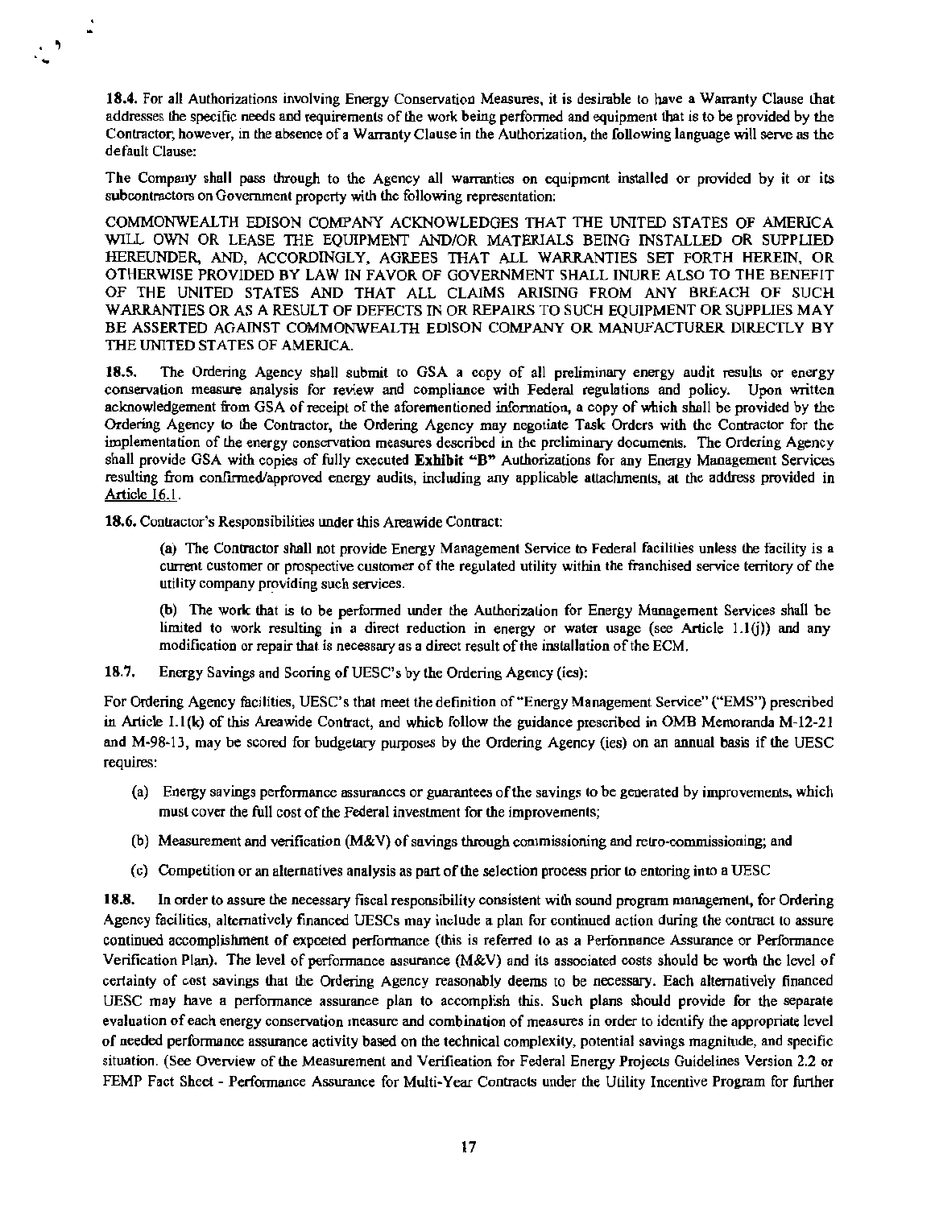**18.4.** For all Authorizations involving Energy Conservation Measures, it is desirable to have a Warranty Clause that addresses the specific needs and requirements of the work being performed and equipment that is to be provided by the Contractor; however, in the absence of a Warranty Clause in the Authorization, the following language will serve as the default Clause:

The Company shall pass through to the Agency all warranties on equipment installed or provided by it or its subcontractors on Government property with the following representation:

COMMONWEALTH EDISON COMPANY ACKNOWLEDGES THAT THE UNITED STATES OF AMERICA WILL OWN OR LEASE THE EQUIPMENT AND/OR MATERIALS BEING INSTALLED OR SUPPLIED HEREUNDER, AND, ACCORDINGLY, AGREES THAT ALL WARRANTIES SET FORTH HEREIN, OR OTHERWISE PROVIDED BY LAW IN FAVOR OF GOVERNMENT SHALL INURE ALSO TO THE BENEFIT OF THE UNITED STATES AND THAT ALL CLAIMS ARISING FROM ANY BREACH OF SUCH WARRANTIES OR AS A RESULT OF DEFECTS IN OR REPAIRS TO SUCH EQUIPMENT OR SUPPLIES MAY BE ASSERTED AGAINST COMMONWEALTH EDISON COMPANY OR MANUFACTURER DIRECTLY BY THE UNITED STATES OF AMERICA.

**18.5.** The Ordering Agency shall submit to GSA a copy of all preliminary energy audit results or energy conservation measure analysis for review and compliance with Federal regulations and policy. Upon written acknowledgement from GSA of receipt of the aforementioned information, a copy of which shall be provided by the Ordering Agency to the Contractor, the Ordering Agency may negotiate Task Orders with the Contractor for the implementation of the energy conservation measures described in the preliminary documents. The Ordering Agency shall provide GSA with copies of fully executed **Exhibit "B"** Authorizations for any Energy Management Services resulting from confirmed/approved energy audits, including any applicable attachments, at the address provided in Article 16.1.

**18.6.** Contractor's Responsibilities under this Areawide Contract:

(a) The Contractor shall not provide Energy Management Service to Federal facilities unless the facility is a current customer or prospective customer of the regulated utility within the franchised service territory of the utility company providing such services.

(b) The work that is to be performed under the Authorization for Energy Management Services shall be limited to work resulting in a direct reduction in energy or water usage (see Article 1.1(j)) and any modification or repair that is necessary as a direct result of the installation of the ECM.

**18.7.** Energy Savings and Scoring of UESC's by the Ordering Agency (ies):

For Ordering Agency facilities, UESC's that meet the definition of "Energy Management Service" ("EMS") prescribed in Article 1.1(k) of this Areawide Contract, and which follow the guidance prescribed in OMB Memoranda M-12-21 and M-98-13, may be scored for budgetary purposes by the Ordering Agency (ies) on an annual basis if the UESC requires:

(a) Energy savings performance assurances or guarantees of the savings to be generated by improvements, which must cover the full cost of the Federal investment for the improvements;

(b) Measurement and verification (M&V) of savings through commissioning and retro-commissioning; and

(c) Competition or an alternatives analysis as part of the selection process prior to entering into a UESC

**18.8.** In order to assure the necessary fiscal responsibility consistent with sound program management, for Ordering Agency facilities, alternatively financed UESCs may include a plan for continued action during the contract to assure continued accomplishment of expected performance (this is referred to as a Performance Assurance or Performance Verification Plan). The level of performance assurance (M&V) and its associated costs should be worth the level of certainty of cost savings that the Ordering Agency reasonably deems to be necessary. Each alternatively financed UESC may have a performance assurance plan to accomplish this. Such plans should provide for the separate evaluation of each energy conservation measure and combination of measures in order to identify the appropriate level of needed performance assurance activity based on the technical complexity, potential savings magnitude, and specific situation. (See Overview of the Measurement and Verification for Federal Energy Projects Guidelines Version 2.2 or FEMP Fact Sheet - Performance Assurance for Multi-Year Contracts under the Utility Incentive Program for further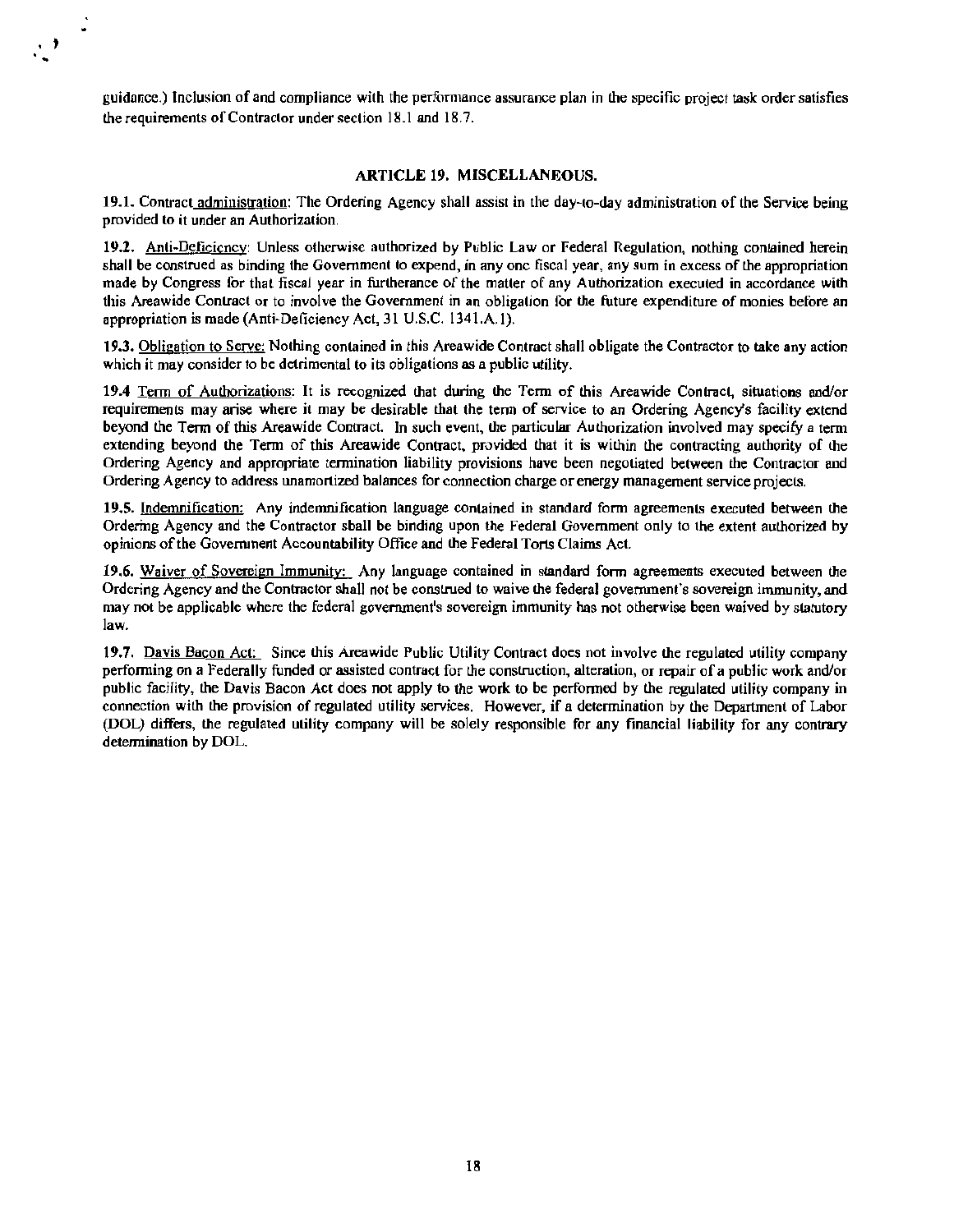guidance.) Inclusion of and compliance with the performance assurance plan in the specific project task order satisfies the requirements of Contractor under section 18.1 and 18.7.

## ARTICLE 19. MISCELLANEOUS.

**19.1.** Contract administration: The Ordering Agency shall assist in the day-to-day administration of the Service being provided to it under an Authorization.

**19.2.** Anti-Deficiency: Unless otherwise authorized by Public Law or Federal Regulation, nothing contained herein shall be construed as binding the Government to expend, in any one fiscal year, any sum in excess of the appropriation made by Congress for that fiscal year in furtherance of the matter of any Authorization executed in accordance with this Areawide Contract or to involve the Government in an obligation for the future expenditure of monies before an appropriation is made (Anti-Deficiency Act, 31 U.S.C. 1341.A.1).

**19.3.** Obligation to Serve: Nothing contained in this Areawide Contract shall obligate the Contractor to take any action which it may consider to be detrimental to its obligations as a public utility.

**19.4** Term of Authorizations: It is recognized that during the Term of this Areawide Contract, situations and/or requirements may arise where it may be desirable that the term of service to an Ordering Agency's facility extend beyond the Term of this Areawide Contract. In such event, the particular Authorization involved may specify a term extending beyond the Term of this Areawide Contract, provided that it is within the contracting authority of the Ordering Agency and appropriate termination liability provisions have been negotiated between the Contractor and Ordering Agency to address unamortized balances for connection charge or energy management service projects.

**19.5.** Indemnification: Any indemnification language contained in standard form agreements executed between the Ordering Agency and the Contractor shall be binding upon the Federal Government only to the extent authorized by opinions of the Government Accountability Office and the Federal Torts Claims Act.

**19.6.** Waiver of Sovereign Immunity: Any language contained in standard form agreements executed between the Ordering Agency and the Contractor shall not be construed to waive the federal government's sovereign immunity, and may not be applicable where the federal government's sovereign immunity has not otherwise been waived by statutory law.

**19.7.** Davis Bacon Act: Since this Areawide Public Utility Contract does not involve the regulated utility company performing on a Federally funded or assisted contract for the construction, alteration, or repair of a public work and/or public facility, the Davis Bacon Act does not apply to the work to be performed by the regulated utility company in connection with the provision of regulated utility services. However, if a determination by the Department of Labor (DOL) differs, the regulated utility company will be solely responsible for any financial liability for any contrary determination by DOL.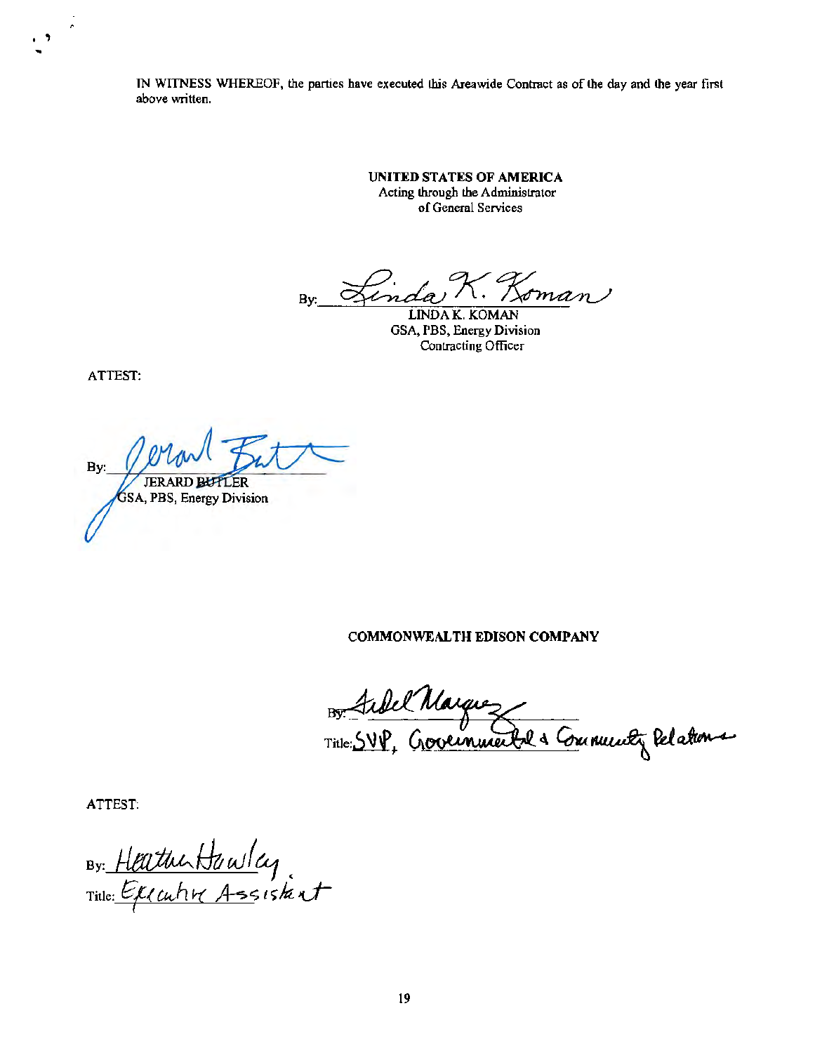IN WITNESS WHEREOF, the parties have executed this Areawide Contract as of the day and the year first above written.

**UNITED STATES OF AMERICA**
Acting through the Administrator
of General Services

By: *Linda K. Koman*
LINDA K. KOMAN
GSA, PBS, Energy Division
Contracting Officer

ATTEST:

By: *Jerard Butler*
JERARD BUTLER
GSA, PBS, Energy Division

**COMMONWEALTH EDISON COMPANY**

By: *Fidel Marquez*
Title: SVP, Governmental & Community Relations

ATTEST:

By: *Heather Howley*
Title: Executive Assistant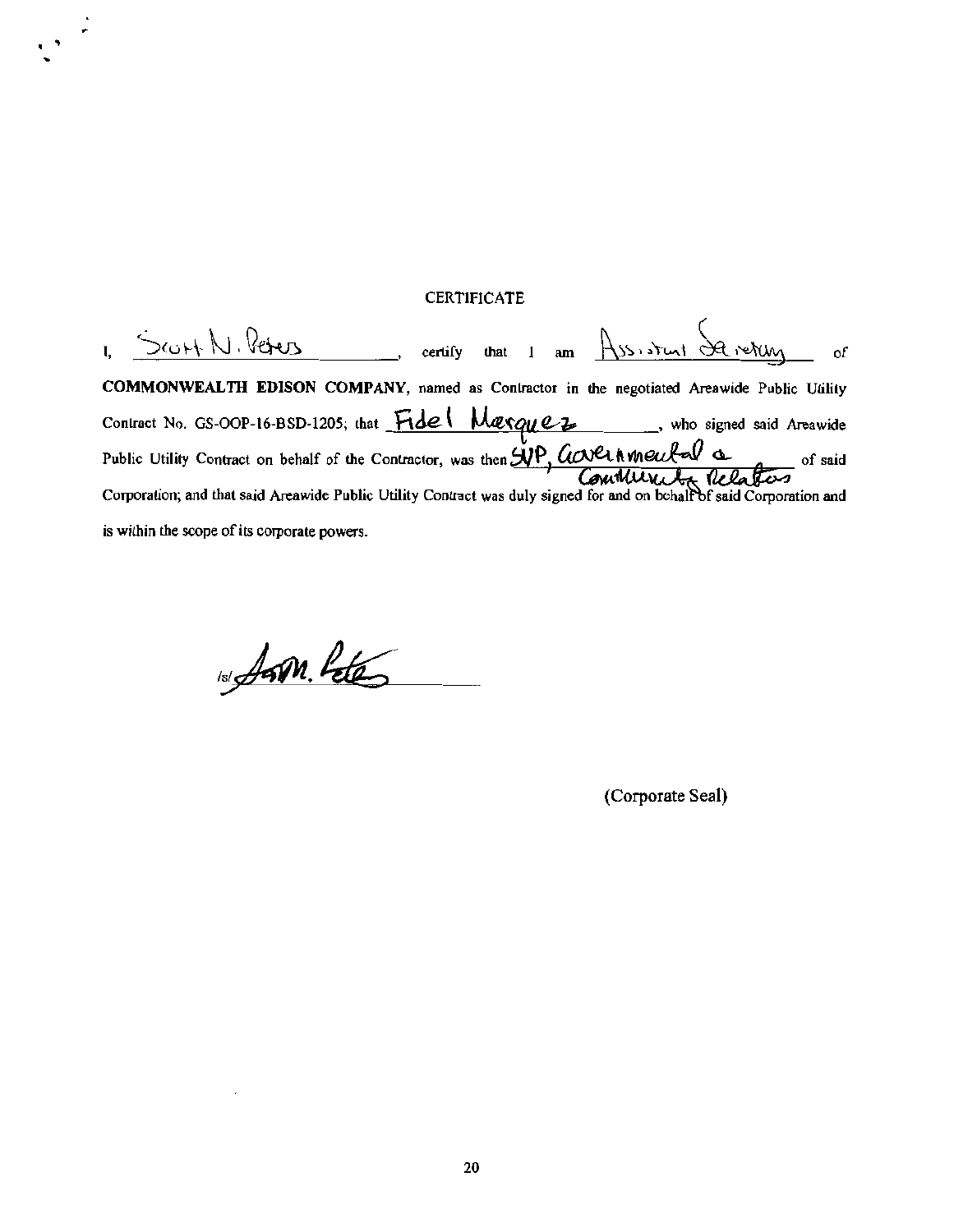CERTIFICATE

I, Scott N. Peters, certify that I am Assistant Secretary of **COMMONWEALTH EDISON COMPANY**, named as Contractor in the negotiated Areawide Public Utility Contract No. GS-OOP-16-BSD-1205; that Fidel Marquez, who signed said Areawide Public Utility Contract on behalf of the Contractor, was then SVP, Governmental & Community Relations of said Corporation; and that said Areawide Public Utility Contract was duly signed for and on behalf of said Corporation and is within the scope of its corporate powers.

/s/ Scott N. Peters

(Corporate Seal)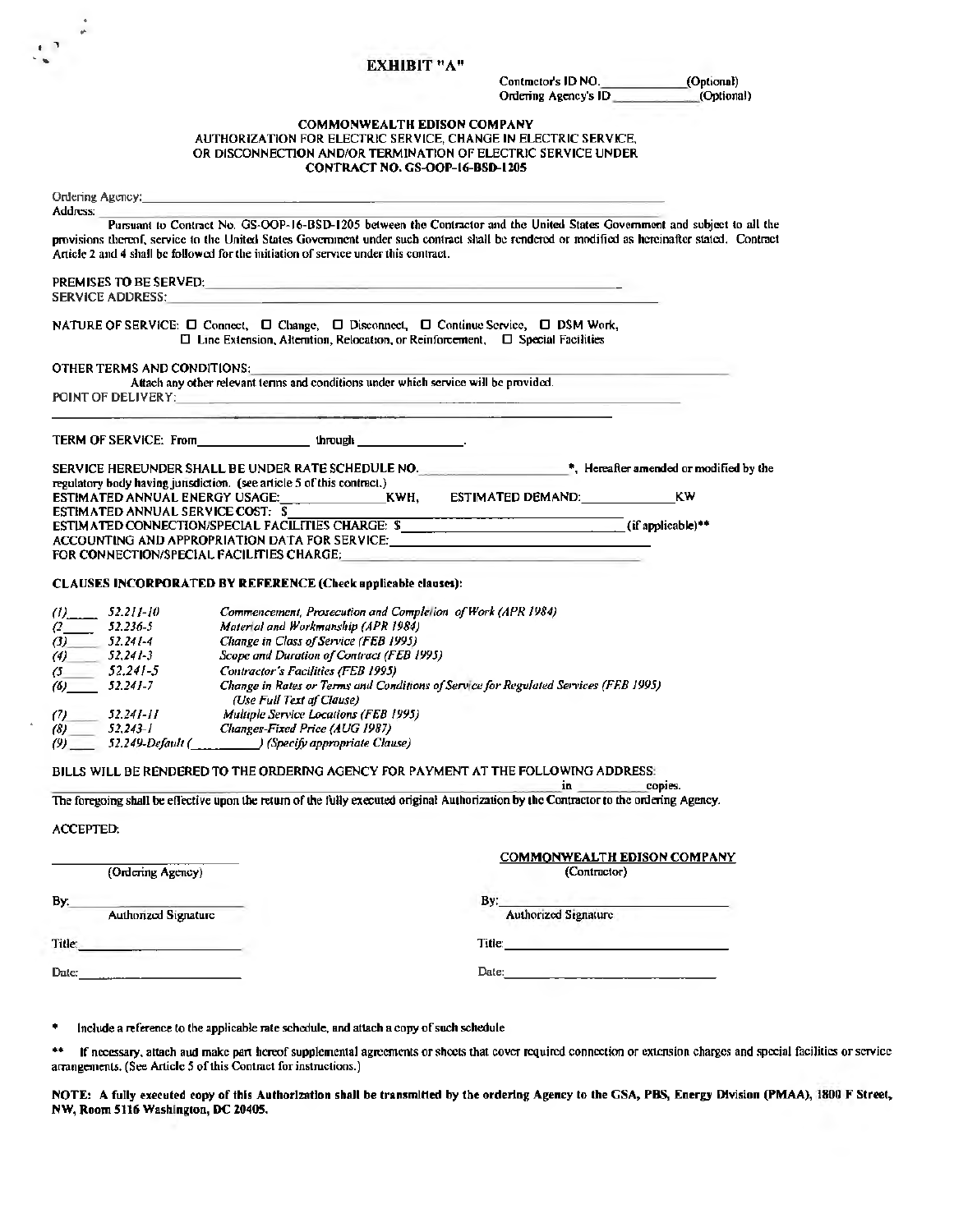# EXHIBIT "A"

Contractor's ID NO.____________(Optional)
Ordering Agency's ID ____________(Optional)

**COMMONWEALTH EDISON COMPANY**
AUTHORIZATION FOR ELECTRIC SERVICE, CHANGE IN ELECTRIC SERVICE, OR DISCONNECTION AND/OR TERMINATION OF ELECTRIC SERVICE UNDER
**CONTRACT NO. GS-OOP-16-BSD-1205**

Ordering Agency:________________________________________________

Address: ________________________________________________

Pursuant to Contract No. GS-OOP-16-BSD-1205 between the Contractor and the United States Government and subject to all the provisions thereof, service to the United States Government under such contract shall be rendered or modified as hereinafter stated. Contract Article 2 and 4 shall be followed for the initiation of service under this contract.

PREMISES TO BE SERVED:________________________________________________
SERVICE ADDRESS:________________________________________________

NATURE OF SERVICE: ☐ Connect, ☐ Change, ☐ Disconnect, ☐ Continue Service, ☐ DSM Work, ☐ Line Extension, Alteration, Relocation, or Reinforcement, ☐ Special Facilities

OTHER TERMS AND CONDITIONS:________________________________________________
Attach any other relevant terms and conditions under which service will be provided.
POINT OF DELIVERY:________________________________________________

TERM OF SERVICE: From________________ through ________________.

SERVICE HEREUNDER SHALL BE UNDER RATE SCHEDULE NO. ________________*, Hereafter amended or modified by the regulatory body having jurisdiction. (see article 5 of this contract.)
ESTIMATED ANNUAL ENERGY USAGE:______________KWH, ESTIMATED DEMAND:______________KW
ESTIMATED ANNUAL SERVICE COST: $________________________
ESTIMATED CONNECTION/SPECIAL FACILITIES CHARGE: $________________________ (if applicable)**
ACCOUNTING AND APPROPRIATION DATA FOR SERVICE:________________________
FOR CONNECTION/SPECIAL FACILITIES CHARGE:________________________

**CLAUSES INCORPORATED BY REFERENCE (Check applicable clauses):**

*(1)____ 52.211-10 Commencement, Prosecution and Completion of Work (APR 1984)*
*(2____ 52.236-5 Material and Workmanship (APR 1984)*
*(3)____ 52.241-4 Change in Class of Service (FEB 1995)*
*(4)____ 52.241-3 Scope and Duration of Contract (FEB 1995)*
*(5____ 52.241-5 Contractor's Facilities (FEB 1995)*
*(6)____ 52.241-7 Change in Rates or Terms and Conditions of Service for Regulated Services (FEB 1995) (Use Full Text of Clause)*
*(7)____ 52.241-11 Multiple Service Locations (FEB 1995)*
*(8)____ 52.243-1 Changes-Fixed Price (AUG 1987)*
*(9)____ 52.249-Default (________) (Specify appropriate Clause)*

BILLS WILL BE RENDERED TO THE ORDERING AGENCY FOR PAYMENT AT THE FOLLOWING ADDRESS:
________________________________________________ in ________ copies.

The foregoing shall be effective upon the return of the fully executed original Authorization by the Contractor to the ordering Agency.

ACCEPTED:

________________________
(Ordering Agency)

By:________________________
Authorized Signature

Title:________________________

Date:________________________

**COMMONWEALTH EDISON COMPANY**
(Contractor)

By:________________________
Authorized Signature

Title:________________________

Date:________________________

\* Include a reference to the applicable rate schedule, and attach a copy of such schedule

\*\* If necessary, attach and make part hereof supplemental agreements or sheets that cover required connection or extension charges and special facilities or service arrangements. (See Article 5 of this Contract for instructions.)

**NOTE: A fully executed copy of this Authorization shall be transmitted by the ordering Agency to the GSA, PBS, Energy Division (PMAA), 1800 F Street, NW, Room 5116 Washington, DC 20405.**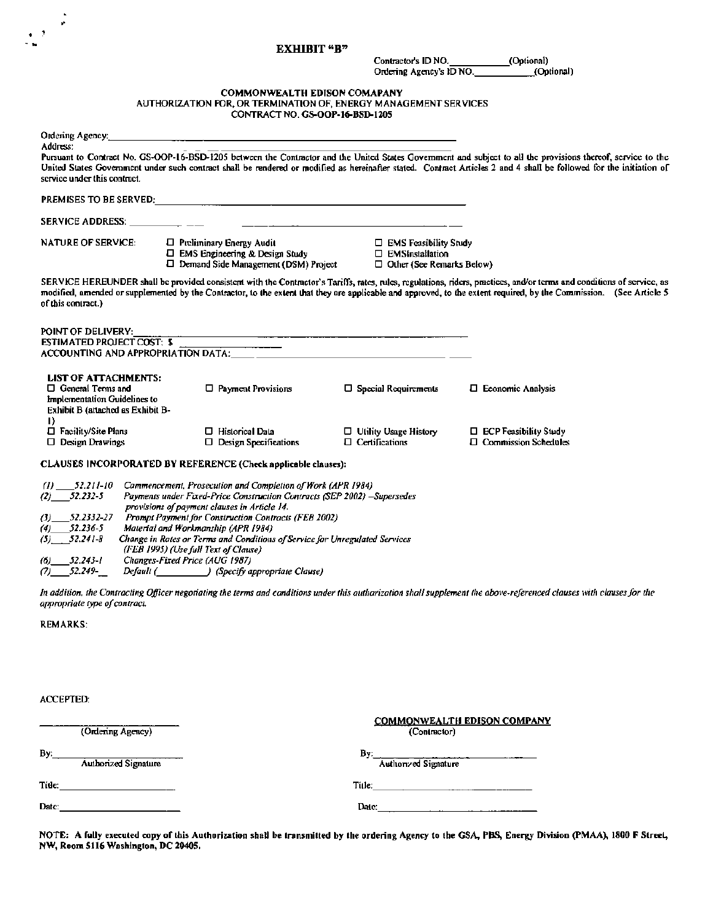# EXHIBIT "B"

Contractor's ID NO.\_\_\_\_\_\_\_\_\_\_\_\_(Optional)
Ordering Agency's ID NO.\_\_\_\_\_\_\_\_\_\_\_\_(Optional)

**COMMONWEALTH EDISON COMAPANY**
AUTHORIZATION FOR, OR TERMINATION OF, ENERGY MANAGEMENT SERVICES
CONTRACT NO. GS-OOP-16-BSD-1205

Ordering Agency:\_\_\_\_\_\_\_\_\_\_\_\_\_\_\_\_\_\_\_\_\_\_\_\_\_\_\_\_\_\_\_\_\_\_\_\_\_\_\_\_\_\_\_\_
Address:

Pursuant to Contract No. GS-OOP-16-BSD-1205 between the Contractor and the United States Government and subject to all the provisions thereof, service to the United States Government under such contract shall be rendered or modified as hereinafter stated. Contract Articles 2 and 4 shall be followed for the initiation of service under this contract.

PREMISES TO BE SERVED:\_\_\_\_\_\_\_\_\_\_\_\_\_\_\_\_\_\_\_\_\_\_\_\_\_\_\_\_\_\_\_\_\_\_\_\_\_\_\_\_

SERVICE ADDRESS: \_\_\_\_\_\_\_\_\_\_\_\_\_\_\_\_\_\_\_\_\_\_\_\_\_\_\_\_\_\_\_\_\_\_\_\_\_\_\_\_

NATURE OF SERVICE:
- ☐ Preliminary Energy Audit
- ☐ EMS Engineering & Design Study
- ☐ Demand Side Management (DSM) Project
- ☐ EMS Feasibility Study
- ☐ EMSInstallation
- ☐ Other (See Remarks Below)

SERVICE HEREUNDER shall be provided consistent with the Contractor's Tariffs, rates, rules, regulations, riders, practices, and/or terms and conditions of service, as modified, amended or supplemented by the Contractor, to the extent that they are applicable and approved, to the extent required, by the Commission. (See Article 5 of this contract.)

POINT OF DELIVERY:\_\_\_\_\_\_\_\_\_\_\_\_\_\_\_\_\_\_\_\_\_\_\_\_\_\_\_\_\_\_\_\_\_\_\_\_\_\_\_\_
ESTIMATED PROJECT COST: $\_\_\_\_\_\_\_\_\_\_\_\_\_\_\_\_\_\_
ACCOUNTING AND APPROPRIATION DATA:\_\_\_\_\_\_\_\_\_\_\_\_\_\_\_\_\_\_\_\_\_\_\_\_\_\_\_\_\_\_

**LIST OF ATTACHMENTS:**

| | | | |
|---|---|---|---|
| ☐ General Terms and Implementation Guidelines to Exhibit B (attached as Exhibit B-1) | ☐ Payment Provisions | ☐ Special Requirements | ☐ Economic Analysis |
| ☐ Facility/Site Plans | ☐ Historical Data | ☐ Utility Usage History | ☐ ECP Feasibility Study |
| ☐ Design Drawings | ☐ Design Specifications | ☐ Certifications | ☐ Commission Schedules |

**CLAUSES INCORPORATED BY REFERENCE (Check applicable clauses):**

*(1)* \_\_\_\_*52.211-10* *Commencement, Prosecution and Completion of Work (APR 1984)*
*(2)* \_\_\_\_*52.232-5* *Payments under Fixed-Price Construction Contracts (SEP 2002) –Supersedes provisions of payment clauses in Article 14.*
*(3)* \_\_\_\_*52.2332-27* *Prompt Payment for Construction Contracts (FEB 2002)*
*(4)* \_\_\_\_*52.236-5* *Material and Workmanship (APR 1984)*
*(5)* \_\_\_\_*52.241-8* *Change in Rates or Terms and Conditions of Service for Unregulated Services (FEB 1995) (Use full Text of Clause)*
*(6)* \_\_\_\_*52.243-1* *Changes-Fixed Price (AUG 1987)*
*(7)* \_\_\_\_*52.249-*\_\_ *Default (\_\_\_\_\_\_\_\_\_\_) (Specify appropriate Clause)*

*In addition, the Contracting Officer negotiating the terms and conditions under this authorization shall supplement the above-referenced clauses with clauses for the appropriate type of contract.*

REMARKS:

ACCEPTED:

| | |
|---|---|
| \_\_\_\_\_\_\_\_\_\_\_\_\_\_\_\_\_\_\_\_ (Ordering Agency) | **COMMONWEALTH EDISON COMPANY** (Contractor) |
| By:\_\_\_\_\_\_\_\_\_\_\_\_\_\_\_\_\_\_\_\_ Authorized Signature | By:\_\_\_\_\_\_\_\_\_\_\_\_\_\_\_\_\_\_\_\_ Authorized Signature |
| Title:\_\_\_\_\_\_\_\_\_\_\_\_\_\_\_\_\_\_\_\_ | Title:\_\_\_\_\_\_\_\_\_\_\_\_\_\_\_\_\_\_\_\_ |
| Date:\_\_\_\_\_\_\_\_\_\_\_\_\_\_\_\_\_\_\_\_ | Date:\_\_\_\_\_\_\_\_\_\_\_\_\_\_\_\_\_\_\_\_ |

**NOTE: A fully executed copy of this Authorization shall be transmitted by the ordering Agency to the GSA, PBS, Energy Division (PMAA), 1800 F Street, NW, Room 5116 Washington, DC 20405.**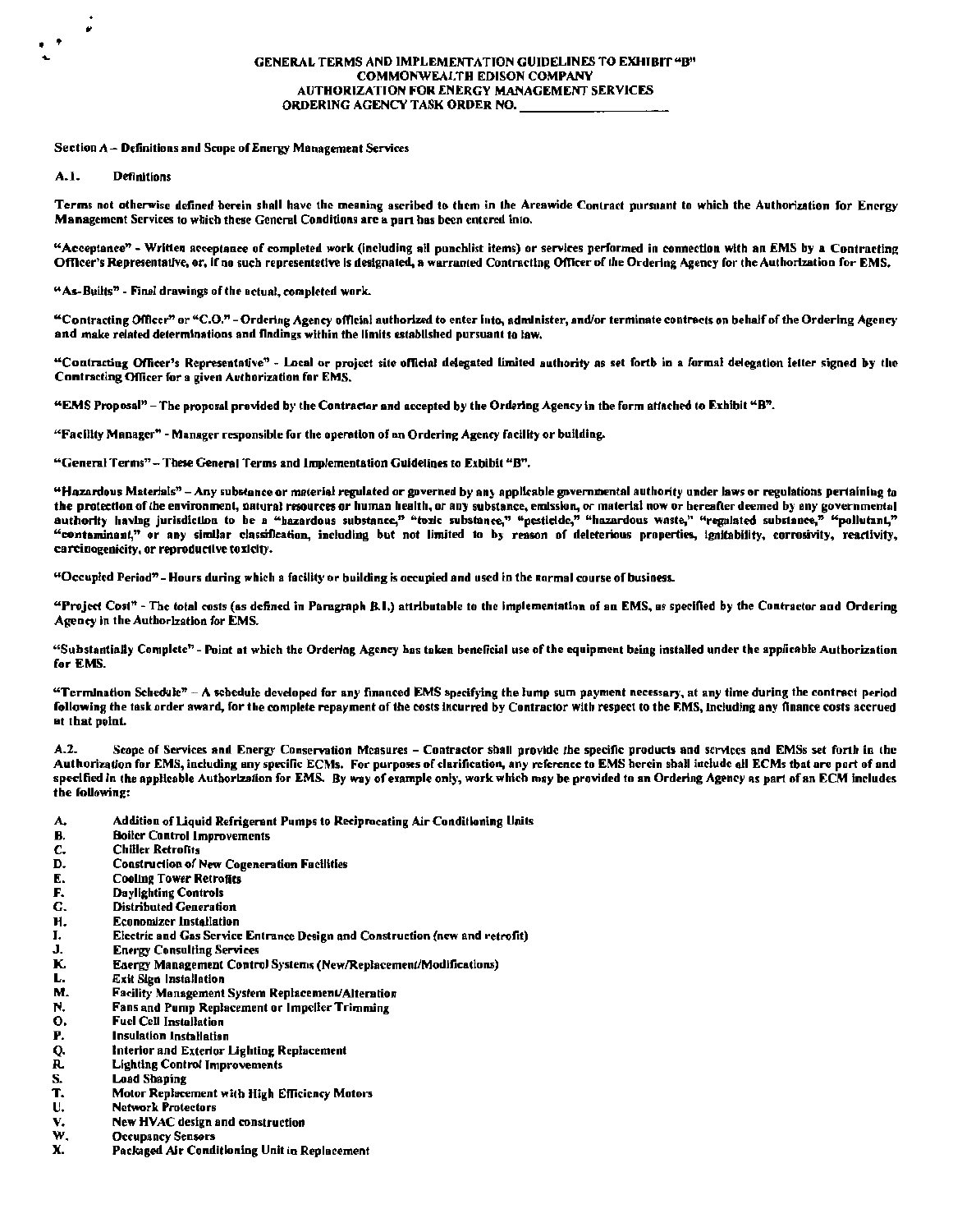**GENERAL TERMS AND IMPLEMENTATION GUIDELINES TO EXHIBIT "B"**
**COMMONWEALTH EDISON COMPANY**
**AUTHORIZATION FOR ENERGY MANAGEMENT SERVICES**
**ORDERING AGENCY TASK ORDER NO. \_\_\_\_\_\_\_\_\_\_\_\_\_\_\_\_\_\_\_\_**

**Section A – Definitions and Scope of Energy Management Services**

**A.1. Definitions**

Terms not otherwise defined herein shall have the meaning ascribed to them in the Areawide Contract pursuant to which the Authorization for Energy Management Services to which these General Conditions are a part has been entered into.

"Acceptance" - Written acceptance of completed work (including all punchlist items) or services performed in connection with an EMS by a Contracting Officer's Representative, or, if no such representative is designated, a warranted Contracting Officer of the Ordering Agency for the Authorization for EMS.

"As-Builts" - Final drawings of the actual, completed work.

"Contracting Officer" or "C.O." – Ordering Agency official authorized to enter into, administer, and/or terminate contracts on behalf of the Ordering Agency and make related determinations and findings within the limits established pursuant to law.

"Contracting Officer's Representative" - Local or project site official delegated limited authority as set forth in a formal delegation letter signed by the Contracting Officer for a given Authorization for EMS.

"EMS Proposal" – The proposal provided by the Contractor and accepted by the Ordering Agency in the form attached to Exhibit "B".

"Facility Manager" - Manager responsible for the operation of an Ordering Agency facility or building.

"General Terms" – These General Terms and Implementation Guidelines to Exhibit "B".

"Hazardous Materials" – Any substance or material regulated or governed by any applicable governmental authority under laws or regulations pertaining to the protection of the environment, natural resources or human health, or any substance, emission, or material now or hereafter deemed by any governmental authority having jurisdiction to be a "hazardous substance," "toxic substance," "pesticide," "hazardous waste," "regulated substance," "pollutant," "contaminant," or any similar classification, including but not limited to by reason of deleterious properties, ignitability, corrosivity, reactivity, carcinogenicity, or reproductive toxicity.

"Occupied Period" - Hours during which a facility or building is occupied and used in the normal course of business.

"Project Cost" - The total costs (as defined in Paragraph B.1.) attributable to the implementation of an EMS, as specified by the Contractor and Ordering Agency in the Authorization for EMS.

"Substantially Complete" - Point at which the Ordering Agency has taken beneficial use of the equipment being installed under the applicable Authorization for EMS.

"Termination Schedule" – A schedule developed for any financed EMS specifying the lump sum payment necessary, at any time during the contract period following the task order award, for the complete repayment of the costs incurred by Contractor with respect to the EMS, including any finance costs accrued at that point.

A.2. Scope of Services and Energy Conservation Measures – Contractor shall provide the specific products and services and EMSs set forth in the Authorization for EMS, including any specific ECMs. For purposes of clarification, any reference to EMS herein shall include all ECMs that are part of and specified in the applicable Authorization for EMS. By way of example only, work which may be provided to an Ordering Agency as part of an ECM includes the following:

A. Addition of Liquid Refrigerant Pumps to Reciprocating Air Conditioning Units
B. Boiler Control Improvements
C. Chiller Retrofits
D. Construction of New Cogeneration Facilities
E. Cooling Tower Retrofits
F. Daylighting Controls
G. Distributed Generation
H. Economizer Installation
I. Electric and Gas Service Entrance Design and Construction (new and retrofit)
J. Energy Consulting Services
K. Energy Management Control Systems (New/Replacement/Modifications)
L. Exit Sign Installation
M. Facility Management System Replacement/Alteration
N. Fans and Pump Replacement or Impeller Trimming
O. Fuel Cell Installation
P. Insulation Installation
Q. Interior and Exterior Lighting Replacement
R. Lighting Control Improvements
S. Load Shaping
T. Motor Replacement with High Efficiency Motors
U. Network Protectors
V. New HVAC design and construction
W. Occupancy Sensors
X. Packaged Air Conditioning Unit in Replacement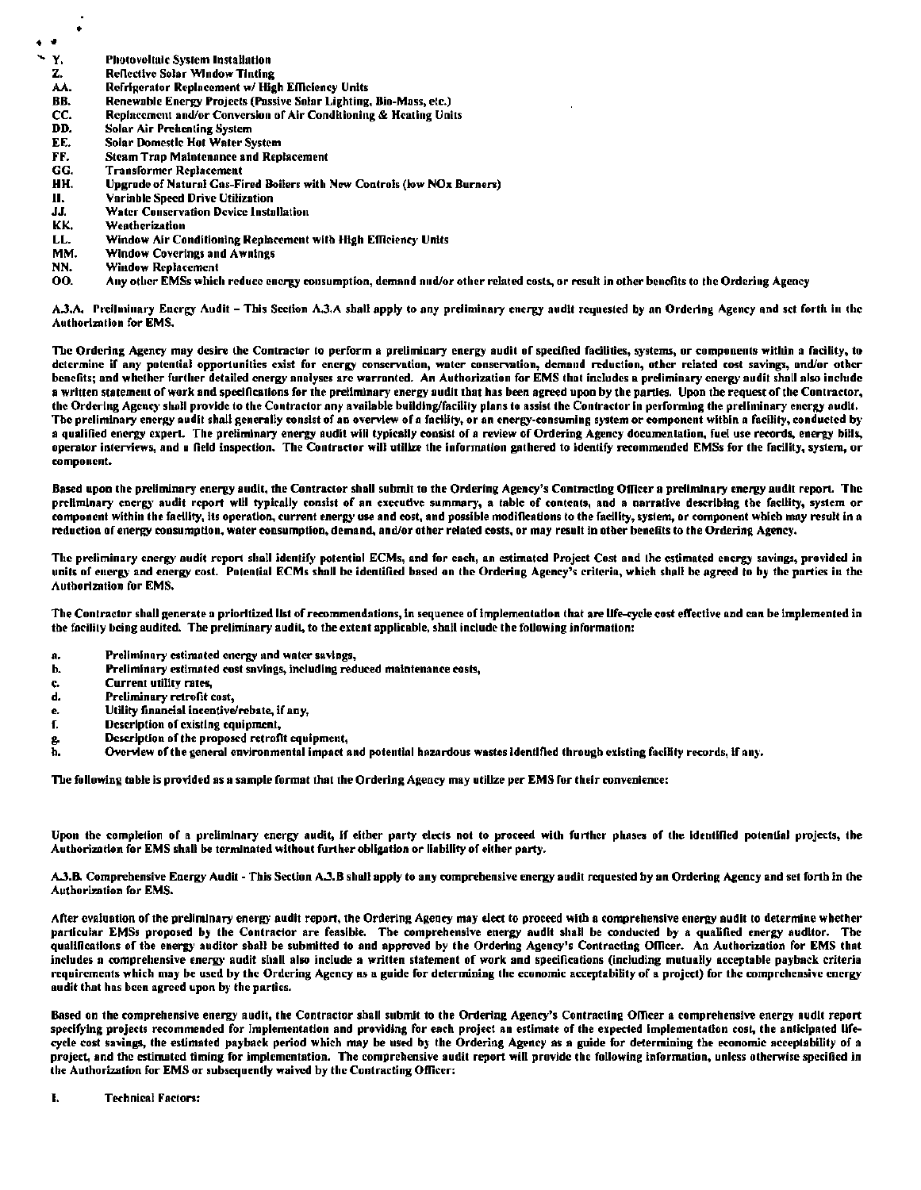Y. Photovoltaic System Installation
Z. Reflective Solar Window Tinting
AA. Refrigerator Replacement w/ High Efficiency Units
BB. Renewable Energy Projects (Passive Solar Lighting, Bio-Mass, etc.)
CC. Replacement and/or Conversion of Air Conditioning & Heating Units
DD. Solar Air Preheating System
EE. Solar Domestic Hot Water System
FF. Steam Trap Maintenance and Replacement
GG. Transformer Replacement
HH. Upgrade of Natural Gas-Fired Boilers with New Controls (low NOx Burners)
II. Variable Speed Drive Utilization
JJ. Water Conservation Device Installation
KK. Weatherization
LL. Window Air Conditioning Replacement with High Efficiency Units
MM. Window Coverings and Awnings
NN. Window Replacement
OO. Any other EMSs which reduce energy consumption, demand and/or other related costs, or result in other benefits to the Ordering Agency

A.3.A. Preliminary Energy Audit – This Section A.3.A shall apply to any preliminary energy audit requested by an Ordering Agency and set forth in the Authorization for EMS.

The Ordering Agency may desire the Contractor to perform a preliminary energy audit of specified facilities, systems, or components within a facility, to determine if any potential opportunities exist for energy conservation, water conservation, demand reduction, other related cost savings, and/or other benefits; and whether further detailed energy analyses are warranted. An Authorization for EMS that includes a preliminary energy audit shall also include a written statement of work and specifications for the preliminary energy audit that has been agreed upon by the parties. Upon the request of the Contractor, the Ordering Agency shall provide to the Contractor any available building/facility plans to assist the Contractor in performing the preliminary energy audit. The preliminary energy audit shall generally consist of an overview of a facility, or an energy-consuming system or component within a facility, conducted by a qualified energy expert. The preliminary energy audit will typically consist of a review of Ordering Agency documentation, fuel use records, energy bills, operator interviews, and a field inspection. The Contractor will utilize the information gathered to identify recommended EMSs for the facility, system, or component.

Based upon the preliminary energy audit, the Contractor shall submit to the Ordering Agency's Contracting Officer a preliminary energy audit report. The preliminary energy audit report will typically consist of an executive summary, a table of contents, and a narrative describing the facility, system or component within the facility, its operation, current energy use and cost, and possible modifications to the facility, system, or component which may result in a reduction of energy consumption, water consumption, demand, and/or other related costs, or may result in other benefits to the Ordering Agency.

The preliminary energy audit report shall identify potential ECMs, and for each, an estimated Project Cost and the estimated energy savings, provided in units of energy and energy cost. Potential ECMs shall be identified based on the Ordering Agency's criteria, which shall be agreed to by the parties in the Authorization for EMS.

The Contractor shall generate a prioritized list of recommendations, in sequence of implementation that are life-cycle cost effective and can be implemented in the facility being audited. The preliminary audit, to the extent applicable, shall include the following information:

a. Preliminary estimated energy and water savings,
b. Preliminary estimated cost savings, including reduced maintenance costs,
c. Current utility rates,
d. Preliminary retrofit cost,
e. Utility financial incentive/rebate, if any,
f. Description of existing equipment,
g. Description of the proposed retrofit equipment,
h. Overview of the general environmental impact and potential hazardous wastes identified through existing facility records, if any.

The following table is provided as a sample format that the Ordering Agency may utilize per EMS for their convenience:

Upon the completion of a preliminary energy audit, if either party elects not to proceed with further phases of the identified potential projects, the Authorization for EMS shall be terminated without further obligation or liability of either party.

A.3.B. Comprehensive Energy Audit - This Section A.3.B shall apply to any comprehensive energy audit requested by an Ordering Agency and set forth in the Authorization for EMS.

After evaluation of the preliminary energy audit report, the Ordering Agency may elect to proceed with a comprehensive energy audit to determine whether particular EMSs proposed by the Contractor are feasible. The comprehensive energy audit shall be conducted by a qualified energy auditor. The qualifications of the energy auditor shall be submitted to and approved by the Ordering Agency's Contracting Officer. An Authorization for EMS that includes a comprehensive energy audit shall also include a written statement of work and specifications (including mutually acceptable payback criteria requirements which may be used by the Ordering Agency as a guide for determining the economic acceptability of a project) for the comprehensive energy audit that has been agreed upon by the parties.

Based on the comprehensive energy audit, the Contractor shall submit to the Ordering Agency's Contracting Officer a comprehensive energy audit report specifying projects recommended for implementation and providing for each project an estimate of the expected implementation cost, the anticipated life-cycle cost savings, the estimated payback period which may be used by the Ordering Agency as a guide for determining the economic acceptability of a project, and the estimated timing for implementation. The comprehensive audit report will provide the following information, unless otherwise specified in the Authorization for EMS or subsequently waived by the Contracting Officer:

I. Technical Factors: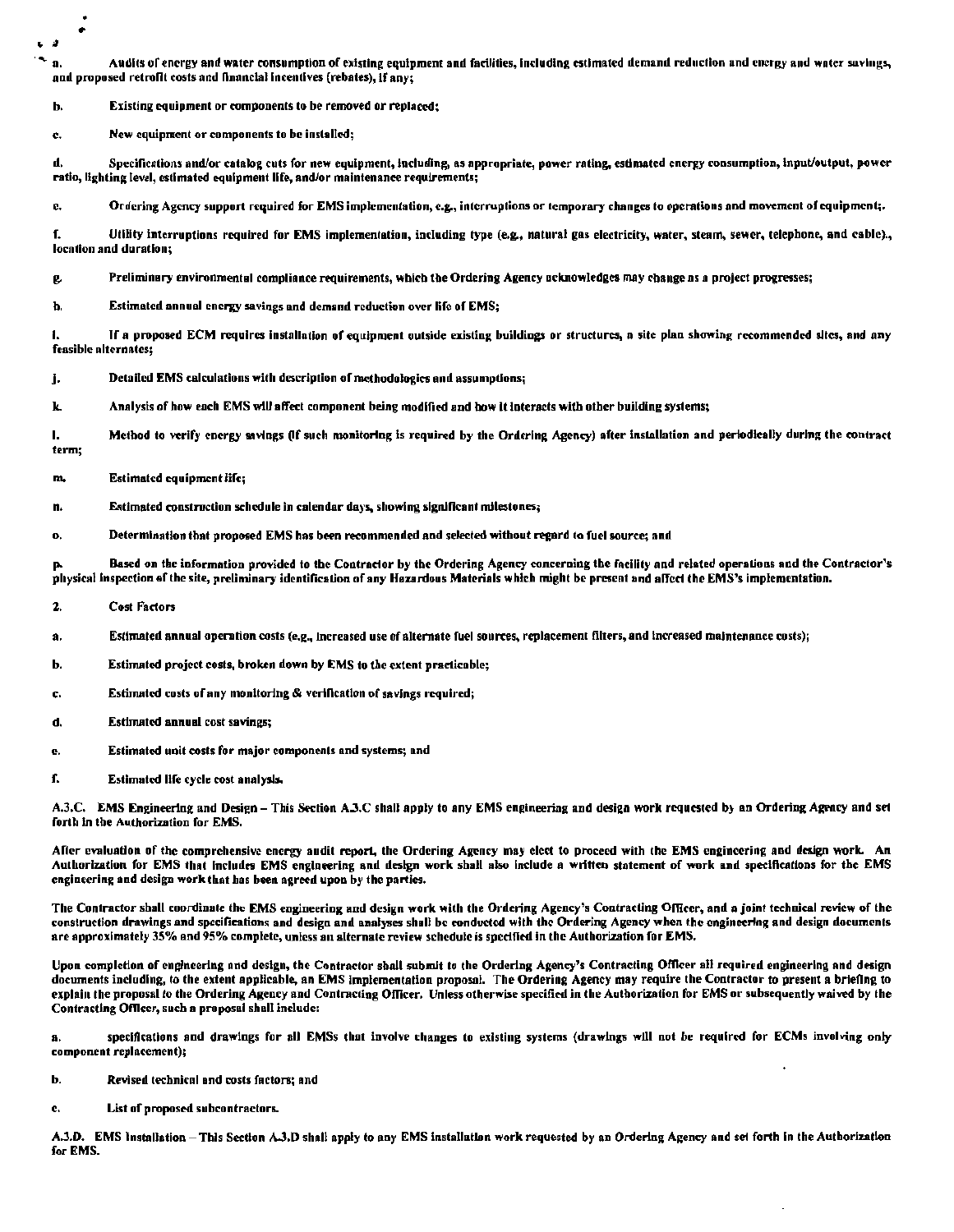a. Audits of energy and water consumption of existing equipment and facilities, including estimated demand reduction and energy and water savings, and proposed retrofit costs and financial incentives (rebates), if any;

b. Existing equipment or components to be removed or replaced;

c. New equipment or components to be installed;

d. Specifications and/or catalog cuts for new equipment, including, as appropriate, power rating, estimated energy consumption, input/output, power ratio, lighting level, estimated equipment life, and/or maintenance requirements;

e. Ordering Agency support required for EMS implementation, e.g., interruptions or temporary changes to operations and movement of equipment;.

f. Utility interruptions required for EMS implementation, including type (e.g., natural gas electricity, water, steam, sewer, telephone, and cable)., location and duration;

g. Preliminary environmental compliance requirements, which the Ordering Agency acknowledges may change as a project progresses;

h. Estimated annual energy savings and demand reduction over life of EMS;

i. If a proposed ECM requires installation of equipment outside existing buildings or structures, a site plan showing recommended sites, and any feasible alternates;

j. Detailed EMS calculations with description of methodologies and assumptions;

k. Analysis of how each EMS will affect component being modified and how it interacts with other building systems;

l. Method to verify energy savings (if such monitoring is required by the Ordering Agency) after installation and periodically during the contract term;

m. Estimated equipment life;

n. Estimated construction schedule in calendar days, showing significant milestones;

o. Determination that proposed EMS has been recommended and selected without regard to fuel source; and

p. Based on the information provided to the Contractor by the Ordering Agency concerning the facility and related operations and the Contractor's physical inspection of the site, preliminary identification of any Hazardous Materials which might be present and affect the EMS's implementation.

2. Cost Factors

a. Estimated annual operation costs (e.g., increased use of alternate fuel sources, replacement filters, and increased maintenance costs);

b. Estimated project costs, broken down by EMS to the extent practicable;

c. Estimated costs of any monitoring & verification of savings required;

d. Estimated annual cost savings;

e. Estimated unit costs for major components and systems; and

f. Estimated life cycle cost analysis.

**A.3.C. EMS Engineering and Design** – This Section A.3.C shall apply to any EMS engineering and design work requested by an Ordering Agency and set forth in the Authorization for EMS.

After evaluation of the comprehensive energy audit report, the Ordering Agency may elect to proceed with the EMS engineering and design work. An Authorization for EMS that includes EMS engineering and design work shall also include a written statement of work and specifications for the EMS engineering and design work that has been agreed upon by the parties.

The Contractor shall coordinate the EMS engineering and design work with the Ordering Agency's Contracting Officer, and a joint technical review of the construction drawings and specifications and design and analyses shall be conducted with the Ordering Agency when the engineering and design documents are approximately 35% and 95% complete, unless an alternate review schedule is specified in the Authorization for EMS.

Upon completion of engineering and design, the Contractor shall submit to the Ordering Agency's Contracting Officer all required engineering and design documents including, to the extent applicable, an EMS implementation proposal. The Ordering Agency may require the Contractor to present a briefing to explain the proposal to the Ordering Agency and Contracting Officer. Unless otherwise specified in the Authorization for EMS or subsequently waived by the Contracting Officer, such a proposal shall include:

a. specifications and drawings for all EMSs that involve changes to existing systems (drawings will not be required for ECMs involving only component replacement);

b. Revised technical and costs factors; and

c. List of proposed subcontractors.

**A.3.D. EMS Installation** – This Section A.3.D shall apply to any EMS installation work requested by an Ordering Agency and set forth in the Authorization for EMS.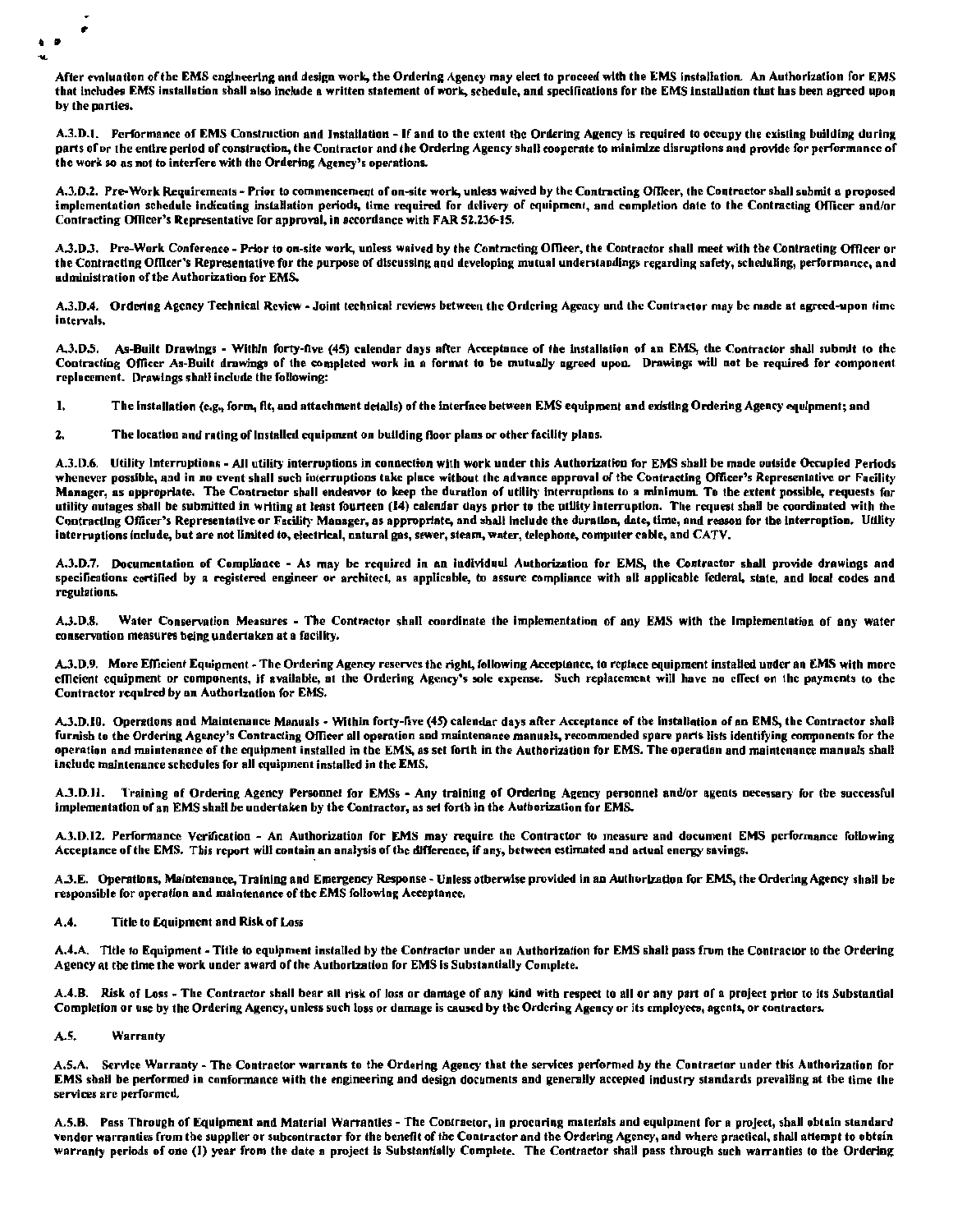After evaluation of the EMS engineering and design work, the Ordering Agency may elect to proceed with the EMS installation. An Authorization for EMS that includes EMS installation shall also include a written statement of work, schedule, and specifications for the EMS installation that has been agreed upon by the parties.

A.3.D.1. Performance of EMS Construction and Installation - If and to the extent the Ordering Agency is required to occupy the existing building during parts of or the entire period of construction, the Contractor and the Ordering Agency shall cooperate to minimize disruptions and provide for performance of the work so as not to interfere with the Ordering Agency's operations.

A.3.D.2. Pre-Work Requirements - Prior to commencement of on-site work, unless waived by the Contracting Officer, the Contractor shall submit a proposed implementation schedule indicating installation periods, time required for delivery of equipment, and completion date to the Contracting Officer and/or Contracting Officer's Representative for approval, in accordance with FAR 52.236-15.

A.3.D.3. Pre-Work Conference - Prior to on-site work, unless waived by the Contracting Officer, the Contractor shall meet with the Contracting Officer or the Contracting Officer's Representative for the purpose of discussing and developing mutual understandings regarding safety, scheduling, performance, and administration of the Authorization for EMS.

A.3.D.4. Ordering Agency Technical Review - Joint technical reviews between the Ordering Agency and the Contractor may be made at agreed-upon time intervals.

A.3.D.5. As-Built Drawings - Within forty-five (45) calendar days after Acceptance of the installation of an EMS, the Contractor shall submit to the Contracting Officer As-Built drawings of the completed work in a format to be mutually agreed upon. Drawings will not be required for component replacement. Drawings shall include the following:

1. The installation (e.g., form, fit, and attachment details) of the interface between EMS equipment and existing Ordering Agency equipment; and

2. The location and rating of installed equipment on building floor plans or other facility plans.

A.3.D.6. Utility Interruptions - All utility interruptions in connection with work under this Authorization for EMS shall be made outside Occupied Periods whenever possible, and in no event shall such interruptions take place without the advance approval of the Contracting Officer's Representative or Facility Manager, as appropriate. The Contractor shall endeavor to keep the duration of utility interruptions to a minimum. To the extent possible, requests for utility outages shall be submitted in writing at least fourteen (14) calendar days prior to the utility interruption. The request shall be coordinated with the Contracting Officer's Representative or Facility Manager, as appropriate, and shall include the duration, date, time, and reason for the interruption. Utility interruptions include, but are not limited to, electrical, natural gas, sewer, steam, water, telephone, computer cable, and CATV.

A.3.D.7. Documentation of Compliance - As may be required in an individual Authorization for EMS, the Contractor shall provide drawings and specifications certified by a registered engineer or architect, as applicable, to assure compliance with all applicable federal, state, and local codes and regulations.

A.3.D.8. Water Conservation Measures - The Contractor shall coordinate the implementation of any EMS with the implementation of any water conservation measures being undertaken at a facility.

A.3.D.9. More Efficient Equipment - The Ordering Agency reserves the right, following Acceptance, to replace equipment installed under an EMS with more efficient equipment or components, if available, at the Ordering Agency's sole expense. Such replacement will have no effect on the payments to the Contractor required by an Authorization for EMS.

A.3.D.10. Operations and Maintenance Manuals - Within forty-five (45) calendar days after Acceptance of the installation of an EMS, the Contractor shall furnish to the Ordering Agency's Contracting Officer all operation and maintenance manuals, recommended spare parts lists identifying components for the operation and maintenance of the equipment installed in the EMS, as set forth in the Authorization for EMS. The operation and maintenance manuals shall include maintenance schedules for all equipment installed in the EMS.

A.3.D.11. Training of Ordering Agency Personnel for EMSs - Any training of Ordering Agency personnel and/or agents necessary for the successful implementation of an EMS shall be undertaken by the Contractor, as set forth in the Authorization for EMS.

A.3.D.12. Performance Verification - An Authorization for EMS may require the Contractor to measure and document EMS performance following Acceptance of the EMS. This report will contain an analysis of the difference, if any, between estimated and actual energy savings.

A.3.E. Operations, Maintenance, Training and Emergency Response - Unless otherwise provided in an Authorization for EMS, the Ordering Agency shall be responsible for operation and maintenance of the EMS following Acceptance.

A.4. Title to Equipment and Risk of Loss

A.4.A. Title to Equipment - Title to equipment installed by the Contractor under an Authorization for EMS shall pass from the Contractor to the Ordering Agency at the time the work under award of the Authorization for EMS is Substantially Complete.

A.4.B. Risk of Loss - The Contractor shall bear all risk of loss or damage of any kind with respect to all or any part of a project prior to its Substantial Completion or use by the Ordering Agency, unless such loss or damage is caused by the Ordering Agency or its employees, agents, or contractors.

A.5. Warranty

A.5.A. Service Warranty - The Contractor warrants to the Ordering Agency that the services performed by the Contractor under this Authorization for EMS shall be performed in conformance with the engineering and design documents and generally accepted industry standards prevailing at the time the services are performed.

A.5.B. Pass Through of Equipment and Material Warranties - The Contractor, in procuring materials and equipment for a project, shall obtain standard vendor warranties from the supplier or subcontractor for the benefit of the Contractor and the Ordering Agency, and where practical, shall attempt to obtain warranty periods of one (1) year from the date a project is Substantially Complete. The Contractor shall pass through such warranties to the Ordering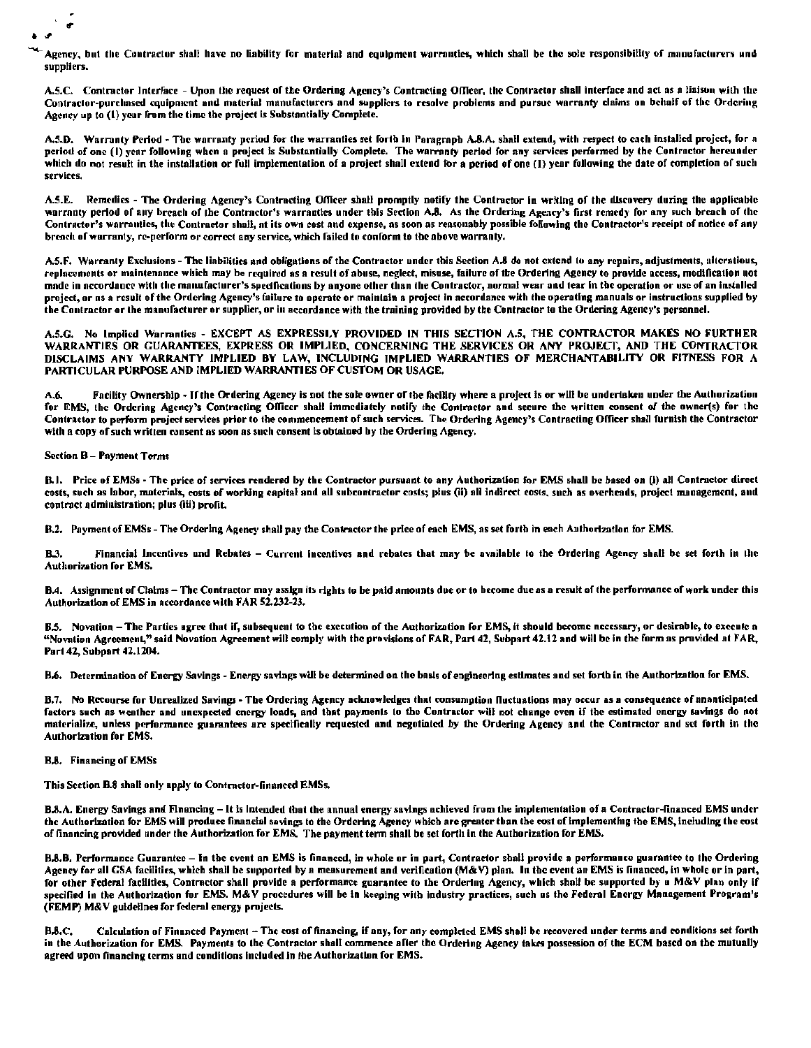Agency, but the Contractor shall have no liability for material and equipment warranties, which shall be the sole responsibility of manufacturers and suppliers.

A.5.C. Contractor Interface - Upon the request of the Ordering Agency's Contracting Officer, the Contractor shall interface and act as a liaison with the Contractor-purchased equipment and material manufacturers and suppliers to resolve problems and pursue warranty claims on behalf of the Ordering Agency up to (1) year from the time the project is Substantially Complete.

A.5.D. Warranty Period - The warranty period for the warranties set forth in Paragraph A.8.A. shall extend, with respect to each installed project, for a period of one (1) year following when a project is Substantially Complete. The warranty period for any services performed by the Contractor hereunder which do not result in the installation or full implementation of a project shall extend for a period of one (1) year following the date of completion of such services.

A.5.E. Remedies - The Ordering Agency's Contracting Officer shall promptly notify the Contractor in writing of the discovery during the applicable warranty period of any breach of the Contractor's warranties under this Section A.8. As the Ordering Agency's first remedy for any such breach of the Contractor's warranties, the Contractor shall, at its own cost and expense, as soon as reasonably possible following the Contractor's receipt of notice of any breach of warranty, re-perform or correct any service, which failed to conform to the above warranty.

A.5.F. Warranty Exclusions - The liabilities and obligations of the Contractor under this Section A.8 do not extend to any repairs, adjustments, alterations, replacements or maintenance which may be required as a result of abuse, neglect, misuse, failure of the Ordering Agency to provide access, modification not made in accordance with the manufacturer's specifications by anyone other than the Contractor, normal wear and tear in the operation or use of an installed project, or as a result of the Ordering Agency's failure to operate or maintain a project in accordance with the operating manuals or instructions supplied by the Contractor or the manufacturer or supplier, or in accordance with the training provided by the Contractor to the Ordering Agency's personnel.

A.5.G. No Implied Warranties - EXCEPT AS EXPRESSLY PROVIDED IN THIS SECTION A.5, THE CONTRACTOR MAKES NO FURTHER WARRANTIES OR GUARANTEES, EXPRESS OR IMPLIED, CONCERNING THE SERVICES OR ANY PROJECT, AND THE CONTRACTOR DISCLAIMS ANY WARRANTY IMPLIED BY LAW, INCLUDING IMPLIED WARRANTIES OF MERCHANTABILITY OR FITNESS FOR A PARTICULAR PURPOSE AND IMPLIED WARRANTIES OF CUSTOM OR USAGE.

A.6. Facility Ownership - If the Ordering Agency is not the sole owner of the facility where a project is or will be undertaken under the Authorization for EMS, the Ordering Agency's Contracting Officer shall immediately notify the Contractor and secure the written consent of the owner(s) for the Contractor to perform project services prior to the commencement of such services. The Ordering Agency's Contracting Officer shall furnish the Contractor with a copy of such written consent as soon as such consent is obtained by the Ordering Agency.

Section B – Payment Terms

B.1. Price of EMSs - The price of services rendered by the Contractor pursuant to any Authorization for EMS shall be based on (i) all Contractor direct costs, such as labor, materials, costs of working capital and all subcontractor costs; plus (ii) all indirect costs, such as overheads, project management, and contract administration; plus (iii) profit.

B.2. Payment of EMSs - The Ordering Agency shall pay the Contractor the price of each EMS, as set forth in each Authorization for EMS.

B.3. Financial Incentives and Rebates – Current incentives and rebates that may be available to the Ordering Agency shall be set forth in the Authorization for EMS.

B.4. Assignment of Claims – The Contractor may assign its rights to be paid amounts due or to become due as a result of the performance of work under this Authorization of EMS in accordance with FAR 52.232-23.

B.5. Novation – The Parties agree that if, subsequent to the execution of the Authorization for EMS, it should become necessary, or desirable, to execute a "Novation Agreement," said Novation Agreement will comply with the provisions of FAR, Part 42, Subpart 42.12 and will be in the form as provided at FAR, Part 42, Subpart 42.1204.

B.6. Determination of Energy Savings - Energy savings will be determined on the basis of engineering estimates and set forth in the Authorization for EMS.

B.7. No Recourse for Unrealized Savings - The Ordering Agency acknowledges that consumption fluctuations may occur as a consequence of unanticipated factors such as weather and unexpected energy loads, and that payments to the Contractor will not change even if the estimated energy savings do not materialize, unless performance guarantees are specifically requested and negotiated by the Ordering Agency and the Contractor and set forth in the Authorization for EMS.

B.8. Financing of EMSs

This Section B.8 shall only apply to Contractor-financed EMSs.

B.8.A. Energy Savings and Financing – It is intended that the annual energy savings achieved from the implementation of a Contractor-financed EMS under the Authorization for EMS will produce financial savings to the Ordering Agency which are greater than the cost of implementing the EMS, including the cost of financing provided under the Authorization for EMS. The payment term shall be set forth in the Authorization for EMS.

B.8.B. Performance Guarantee – In the event an EMS is financed, in whole or in part, Contractor shall provide a performance guarantee to the Ordering Agency for all GSA facilities, which shall be supported by a measurement and verification (M&V) plan. In the event an EMS is financed, in whole or in part, for other Federal facilities, Contractor shall provide a performance guarantee to the Ordering Agency, which shall be supported by a M&V plan only if specified in the Authorization for EMS. M&V procedures will be in keeping with industry practices, such as the Federal Energy Management Program's (FEMP) M&V guidelines for federal energy projects.

B.8.C. Calculation of Financed Payment – The cost of financing, if any, for any completed EMS shall be recovered under terms and conditions set forth in the Authorization for EMS. Payments to the Contractor shall commence after the Ordering Agency takes possession of the ECM based on the mutually agreed upon financing terms and conditions included in the Authorization for EMS.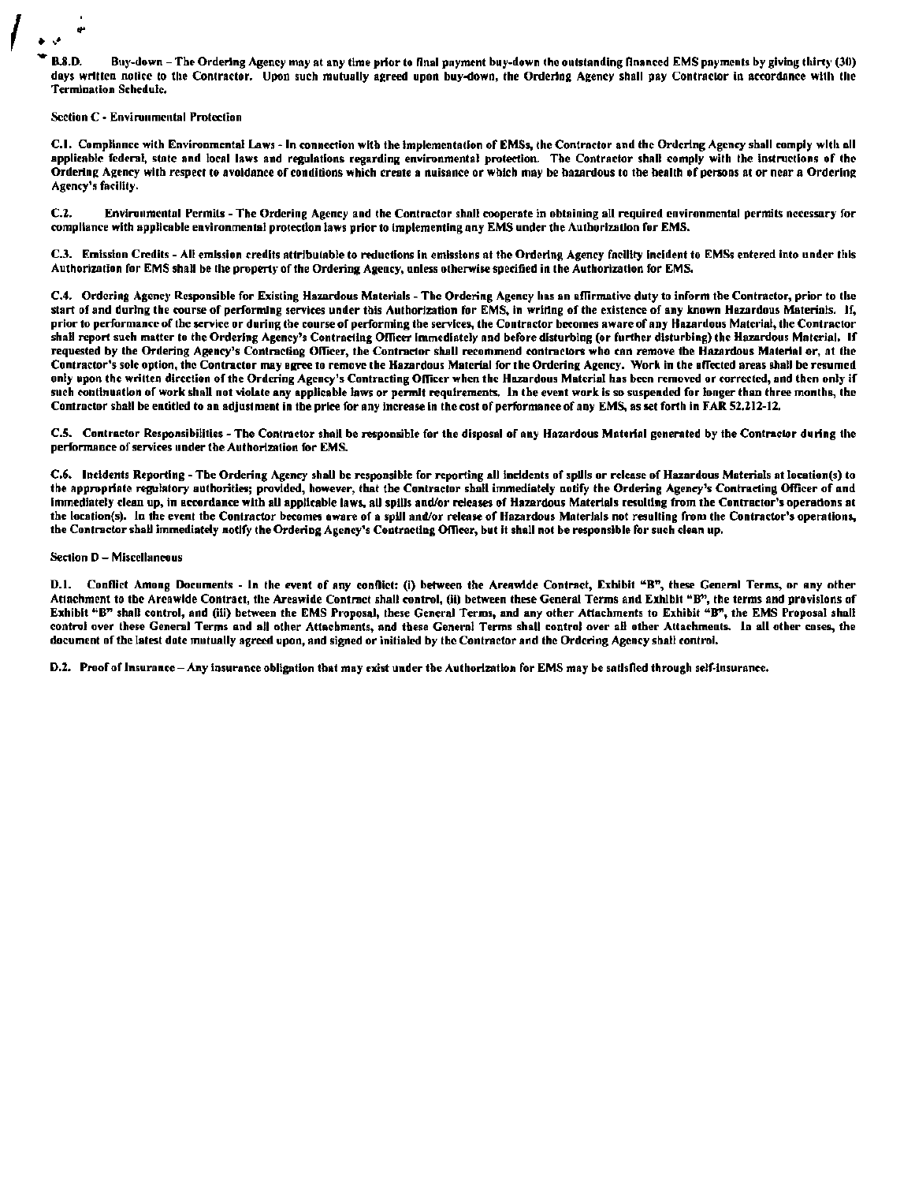**B.8.D.** Buy-down – The Ordering Agency may at any time prior to final payment buy-down the outstanding financed EMS payments by giving thirty (30) days written notice to the Contractor. Upon such mutually agreed upon buy-down, the Ordering Agency shall pay Contractor in accordance with the Termination Schedule.

Section C - Environmental Protection

**C.1. Compliance with Environmental Laws** - In connection with the implementation of EMSs, the Contractor and the Ordering Agency shall comply with all applicable federal, state and local laws and regulations regarding environmental protection. The Contractor shall comply with the instructions of the Ordering Agency with respect to avoidance of conditions which create a nuisance or which may be hazardous to the health of persons at or near a Ordering Agency's facility.

**C.2. Environmental Permits** - The Ordering Agency and the Contractor shall cooperate in obtaining all required environmental permits necessary for compliance with applicable environmental protection laws prior to implementing any EMS under the Authorization for EMS.

**C.3. Emission Credits** - All emission credits attributable to reductions in emissions at the Ordering Agency facility incident to EMSs entered into under this Authorization for EMS shall be the property of the Ordering Agency, unless otherwise specified in the Authorization for EMS.

**C.4. Ordering Agency Responsible for Existing Hazardous Materials** - The Ordering Agency has an affirmative duty to inform the Contractor, prior to the start of and during the course of performing services under this Authorization for EMS, in writing of the existence of any known Hazardous Materials. If, prior to performance of the service or during the course of performing the services, the Contractor becomes aware of any Hazardous Material, the Contractor shall report such matter to the Ordering Agency's Contracting Officer immediately and before disturbing (or further disturbing) the Hazardous Material. If requested by the Ordering Agency's Contracting Officer, the Contractor shall recommend contractors who can remove the Hazardous Material or, at the Contractor's sole option, the Contractor may agree to remove the Hazardous Material for the Ordering Agency. Work in the affected areas shall be resumed only upon the written direction of the Ordering Agency's Contracting Officer when the Hazardous Material has been removed or corrected, and then only if such continuation of work shall not violate any applicable laws or permit requirements. In the event work is so suspended for longer than three months, the Contractor shall be entitled to an adjustment in the price for any increase in the cost of performance of any EMS, as set forth in FAR 52.212-12.

**C.5. Contractor Responsibilities** - The Contractor shall be responsible for the disposal of any Hazardous Material generated by the Contractor during the performance of services under the Authorization for EMS.

**C.6. Incidents Reporting** - The Ordering Agency shall be responsible for reporting all incidents of spills or release of Hazardous Materials at location(s) to the appropriate regulatory authorities; provided, however, that the Contractor shall immediately notify the Ordering Agency's Contracting Officer of and immediately clean up, in accordance with all applicable laws, all spills and/or releases of Hazardous Materials resulting from the Contractor's operations at the location(s). In the event the Contractor becomes aware of a spill and/or release of Hazardous Materials not resulting from the Contractor's operations, the Contractor shall immediately notify the Ordering Agency's Contracting Officer, but it shall not be responsible for such clean up.

Section D – Miscellaneous

**D.1. Conflict Among Documents** - In the event of any conflict: (i) between the Areawide Contract, Exhibit "B", these General Terms, or any other Attachment to the Areawide Contract, the Areawide Contract shall control, (ii) between these General Terms and Exhibit "B", the terms and provisions of Exhibit "B" shall control, and (iii) between the EMS Proposal, these General Terms, and any other Attachments to Exhibit "B", the EMS Proposal shall control over these General Terms and all other Attachments, and these General Terms shall control over all other Attachments. In all other cases, the document of the latest date mutually agreed upon, and signed or initialed by the Contractor and the Ordering Agency shall control.

**D.2. Proof of Insurance** – Any insurance obligation that may exist under the Authorization for EMS may be satisfied through self-insurance.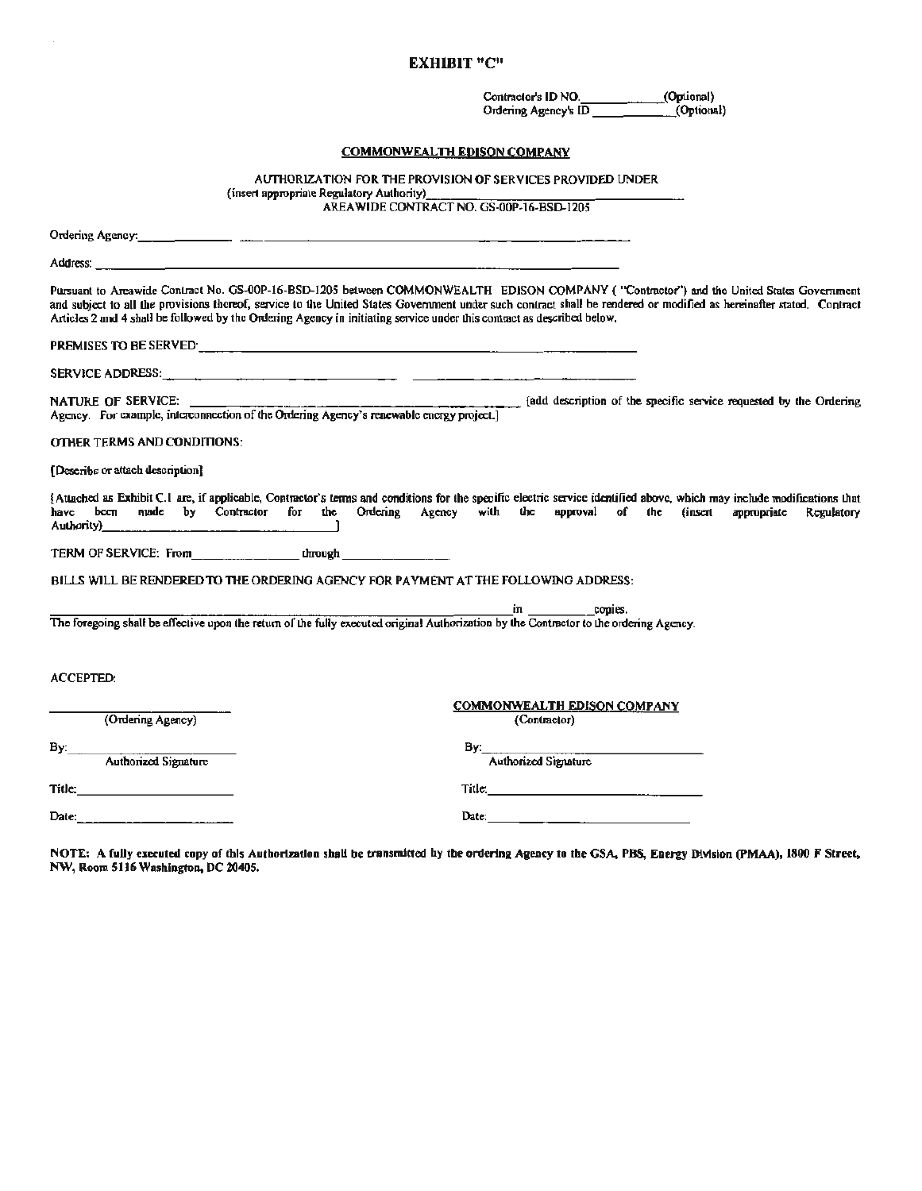# EXHIBIT "C"

Contractor's ID NO.____________(Optional)
Ordering Agency's ID ____________(Optional)

**COMMONWEALTH EDISON COMPANY**

AUTHORIZATION FOR THE PROVISION OF SERVICES PROVIDED UNDER
(insert appropriate Regulatory Authority)________________________________
AREAWIDE CONTRACT NO. GS-00P-16-BSD-1205

Ordering Agency:________________________________________________________

Address: ______________________________________________________________

Pursuant to Areawide Contract No. GS-00P-16-BSD-1205 between COMMONWEALTH EDISON COMPANY ( "Contractor") and the United States Government and subject to all the provisions thereof, service to the United States Government under such contract shall be rendered or modified as hereinafter stated. Contract Articles 2 and 4 shall be followed by the Ordering Agency in initiating service under this contract as described below.

PREMISES TO BE SERVED:________________________________________________

SERVICE ADDRESS: _____________________________________________________

NATURE OF SERVICE: ____________________________________ [add description of the specific service requested by the Ordering Agency. For example, interconnection of the Ordering Agency's renewable energy project.]

OTHER TERMS AND CONDITIONS:

[Describe or attach description]

[Attached as Exhibit C.1 are, if applicable, Contractor's terms and conditions for the specific electric service identified above, which may include modifications that have been made by Contractor for the Ordering Agency with the approval of the (insert appropriate Regulatory Authority)________________________________]

TERM OF SERVICE: From______________ through ______________

BILLS WILL BE RENDERED TO THE ORDERING AGENCY FOR PAYMENT AT THE FOLLOWING ADDRESS:

________________________________________________________ in ________copies.

The foregoing shall be effective upon the return of the fully executed original Authorization by the Contractor to the ordering Agency.

ACCEPTED:

________________________
(Ordering Agency)

By:______________________
Authorized Signature

Title:______________________

Date:______________________

**COMMONWEALTH EDISON COMPANY**
(Contractor)

By:______________________
Authorized Signature

Title:______________________

Date:______________________

**NOTE: A fully executed copy of this Authorization shall be transmitted by the ordering Agency to the GSA, PBS, Energy Division (PMAA), 1800 F Street, NW, Room 5116 Washington, DC 20405.**